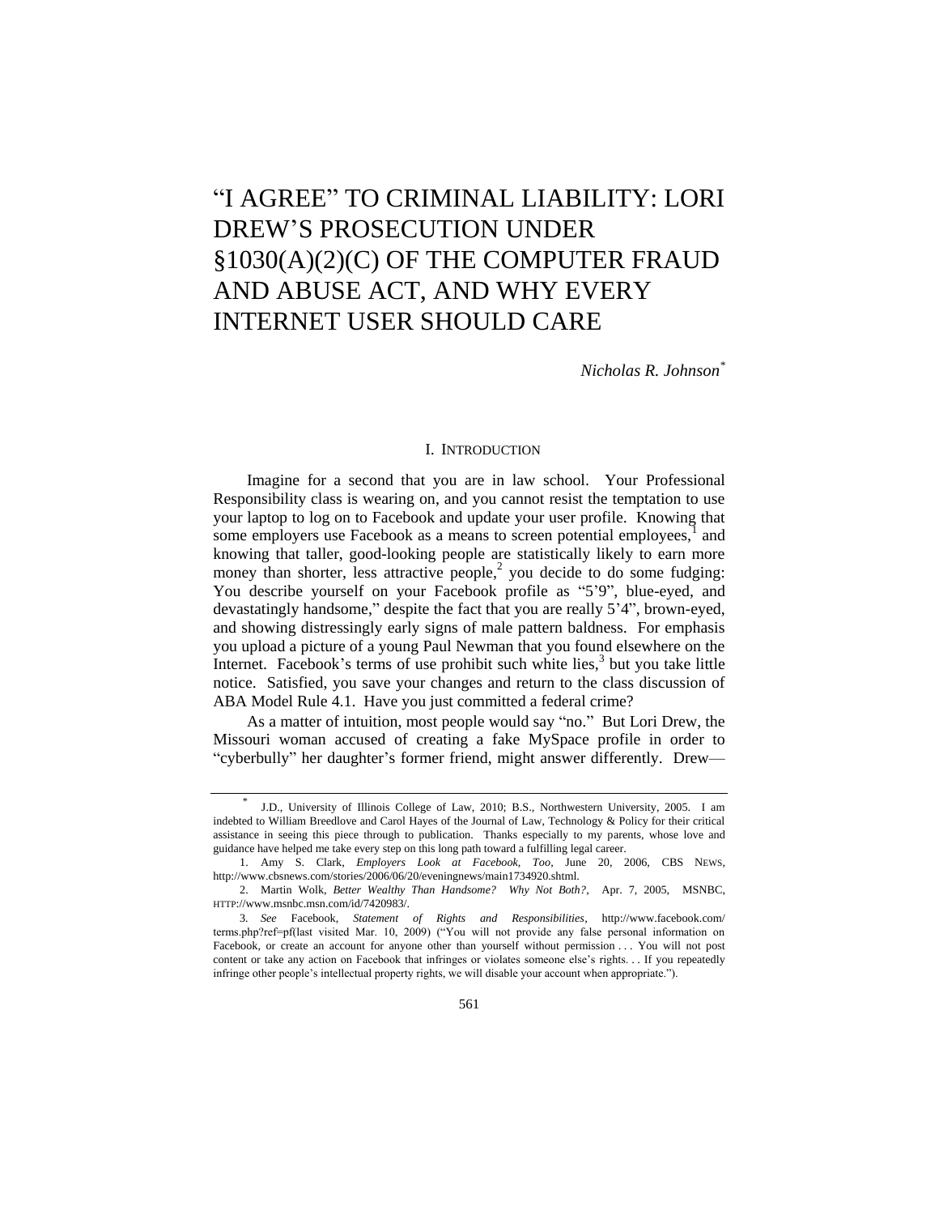# "I AGREE" TO CRIMINAL LIABILITY: LORI DREW'S PROSECUTION UNDER §1030(A)(2)(C) OF THE COMPUTER FRAUD AND ABUSE ACT, AND WHY EVERY INTERNET USER SHOULD CARE

*Nicholas R. Johnson*[*]

## I. INTRODUCTION

Imagine for a second that you are in law school. Your Professional Responsibility class is wearing on, and you cannot resist the temptation to use your laptop to log on to Facebook and update your user profile. Knowing that some employers use Facebook as a means to screen potential employees,[1] and knowing that taller, good-looking people are statistically likely to earn more money than shorter, less attractive people,[2] you decide to do some fudging: You describe yourself on your Facebook profile as "5'9", blue-eyed, and devastatingly handsome," despite the fact that you are really 5'4", brown-eyed, and showing distressingly early signs of male pattern baldness. For emphasis you upload a picture of a young Paul Newman that you found elsewhere on the Internet. Facebook's terms of use prohibit such white lies,[3] but you take little notice. Satisfied, you save your changes and return to the class discussion of ABA Model Rule 4.1. Have you just committed a federal crime?

As a matter of intuition, most people would say "no." But Lori Drew, the Missouri woman accused of creating a fake MySpace profile in order to "cyberbully" her daughter's former friend, might answer differently. Drew—

---

[*] J.D., University of Illinois College of Law, 2010; B.S., Northwestern University, 2005. I am indebted to William Breedlove and Carol Hayes of the Journal of Law, Technology & Policy for their critical assistance in seeing this piece through to publication. Thanks especially to my parents, whose love and guidance have helped me take every step on this long path toward a fulfilling legal career.

1. Amy S. Clark, *Employers Look at Facebook, Too*, June 20, 2006, CBS NEWS, http://www.cbsnews.com/stories/2006/06/20/eveningnews/main1734920.shtml.

2. Martin Wolk, *Better Wealthy Than Handsome? Why Not Both?*, Apr. 7, 2005, MSNBC, HTTP://www.msnbc.msn.com/id/7420983/.

3. *See* Facebook, *Statement of Rights and Responsibilities*, http://www.facebook.com/terms.php?ref=pf(last visited Mar. 10, 2009) ("You will not provide any false personal information on Facebook, or create an account for anyone other than yourself without permission . . . You will not post content or take any action on Facebook that infringes or violates someone else's rights. . . If you repeatedly infringe other people's intellectual property rights, we will disable your account when appropriate.").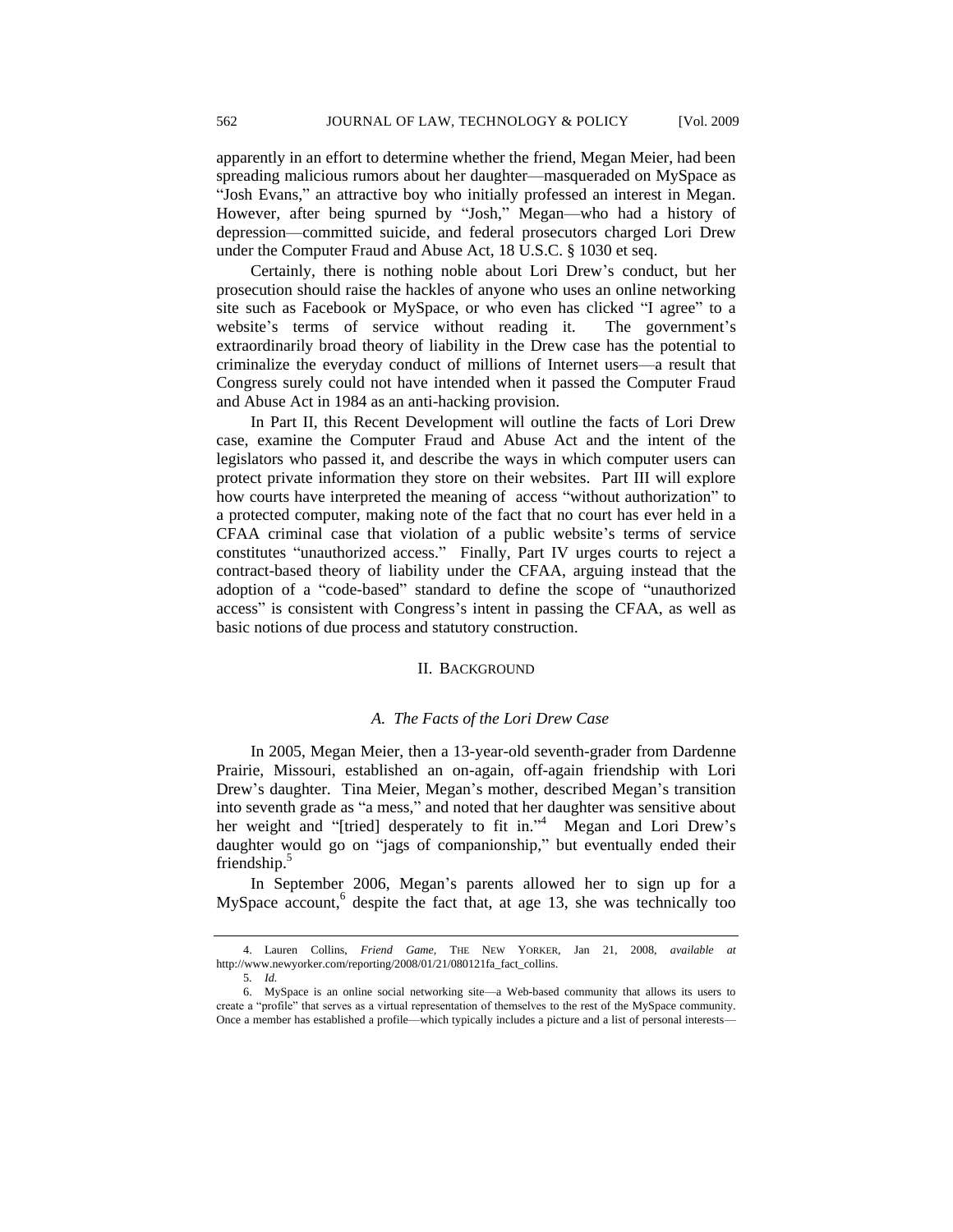apparently in an effort to determine whether the friend, Megan Meier, had been spreading malicious rumors about her daughter—masqueraded on MySpace as "Josh Evans," an attractive boy who initially professed an interest in Megan. However, after being spurned by "Josh," Megan—who had a history of depression—committed suicide, and federal prosecutors charged Lori Drew under the Computer Fraud and Abuse Act, 18 U.S.C. § 1030 et seq.

Certainly, there is nothing noble about Lori Drew's conduct, but her prosecution should raise the hackles of anyone who uses an online networking site such as Facebook or MySpace, or who even has clicked "I agree" to a website's terms of service without reading it. The government's extraordinarily broad theory of liability in the Drew case has the potential to criminalize the everyday conduct of millions of Internet users—a result that Congress surely could not have intended when it passed the Computer Fraud and Abuse Act in 1984 as an anti-hacking provision.

In Part II, this Recent Development will outline the facts of Lori Drew case, examine the Computer Fraud and Abuse Act and the intent of the legislators who passed it, and describe the ways in which computer users can protect private information they store on their websites. Part III will explore how courts have interpreted the meaning of access "without authorization" to a protected computer, making note of the fact that no court has ever held in a CFAA criminal case that violation of a public website's terms of service constitutes "unauthorized access." Finally, Part IV urges courts to reject a contract-based theory of liability under the CFAA, arguing instead that the adoption of a "code-based" standard to define the scope of "unauthorized access" is consistent with Congress's intent in passing the CFAA, as well as basic notions of due process and statutory construction.

## II. Background

### *A. The Facts of the Lori Drew Case*

In 2005, Megan Meier, then a 13-year-old seventh-grader from Dardenne Prairie, Missouri, established an on-again, off-again friendship with Lori Drew's daughter. Tina Meier, Megan's mother, described Megan's transition into seventh grade as "a mess," and noted that her daughter was sensitive about her weight and "[tried] desperately to fit in."[4] Megan and Lori Drew's daughter would go on "jags of companionship," but eventually ended their friendship.[5]

In September 2006, Megan's parents allowed her to sign up for a MySpace account,[6] despite the fact that, at age 13, she was technically too

4. Lauren Collins, *Friend Game*, THE NEW YORKER, Jan 21, 2008, *available at* http://www.newyorker.com/reporting/2008/01/21/080121fa_fact_collins.

5. *Id.*

6. MySpace is an online social networking site—a Web-based community that allows its users to create a "profile" that serves as a virtual representation of themselves to the rest of the MySpace community. Once a member has established a profile—which typically includes a picture and a list of personal interests—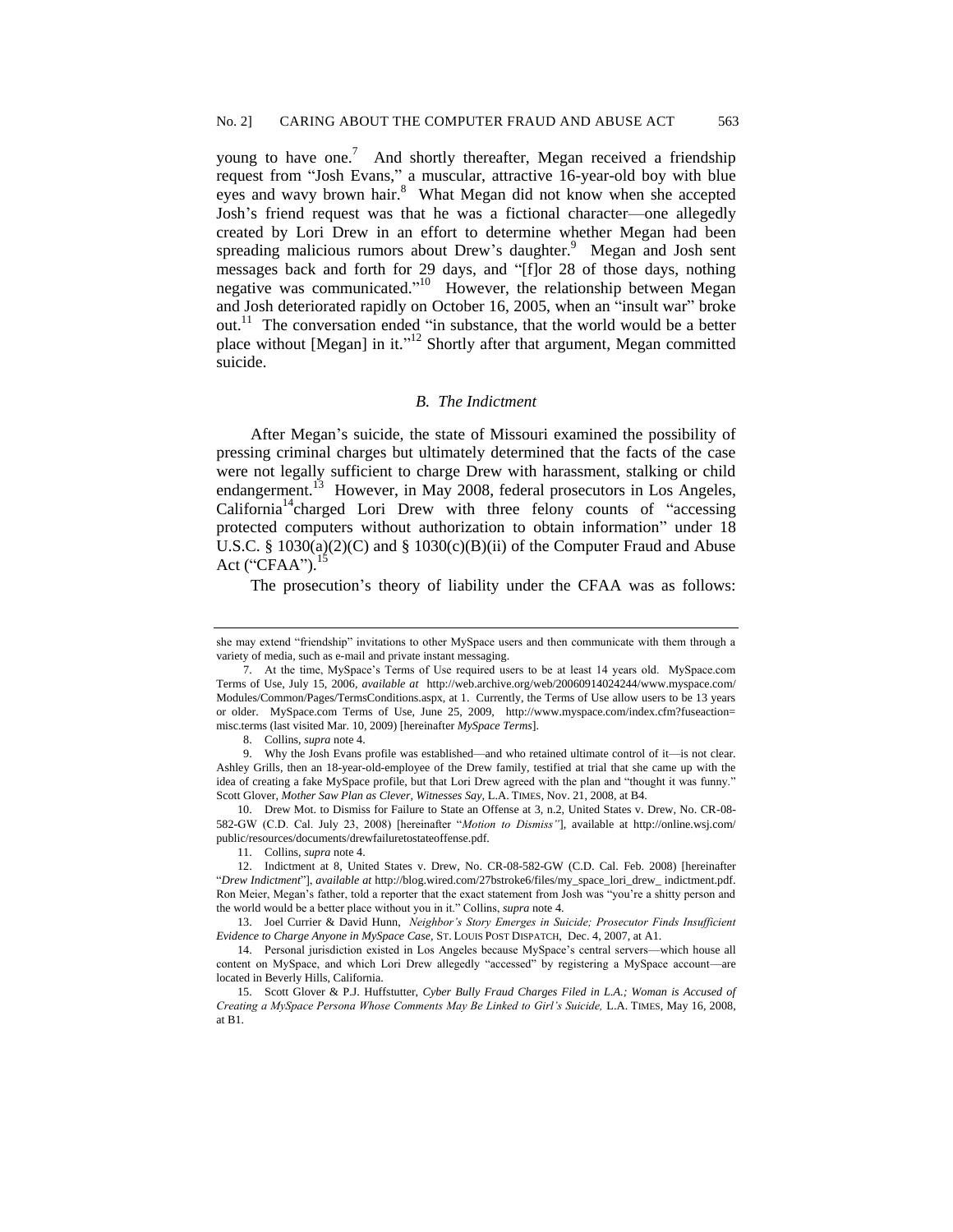young to have one.[7] And shortly thereafter, Megan received a friendship request from "Josh Evans," a muscular, attractive 16-year-old boy with blue eyes and wavy brown hair.[8] What Megan did not know when she accepted Josh's friend request was that he was a fictional character—one allegedly created by Lori Drew in an effort to determine whether Megan had been spreading malicious rumors about Drew's daughter.[9] Megan and Josh sent messages back and forth for 29 days, and "[f]or 28 of those days, nothing negative was communicated."[10] However, the relationship between Megan and Josh deteriorated rapidly on October 16, 2005, when an "insult war" broke out.[11] The conversation ended "in substance, that the world would be a better place without [Megan] in it."[12] Shortly after that argument, Megan committed suicide.

### *B. The Indictment*

After Megan's suicide, the state of Missouri examined the possibility of pressing criminal charges but ultimately determined that the facts of the case were not legally sufficient to charge Drew with harassment, stalking or child endangerment.[13] However, in May 2008, federal prosecutors in Los Angeles, California[14] charged Lori Drew with three felony counts of "accessing protected computers without authorization to obtain information" under 18 U.S.C. § 1030(a)(2)(C) and § 1030(c)(B)(ii) of the Computer Fraud and Abuse Act ("CFAA").[15]

The prosecution's theory of liability under the CFAA was as follows:

---

she may extend "friendship" invitations to other MySpace users and then communicate with them through a variety of media, such as e-mail and private instant messaging.

7. At the time, MySpace's Terms of Use required users to be at least 14 years old. MySpace.com Terms of Use, July 15, 2006, *available at* http://web.archive.org/web/20060914024244/www.myspace.com/Modules/Common/Pages/TermsConditions.aspx, at 1. Currently, the Terms of Use allow users to be 13 years or older. MySpace.com Terms of Use, June 25, 2009, http://www.myspace.com/index.cfm?fuseaction=misc.terms (last visited Mar. 10, 2009) [hereinafter *MySpace Terms*].

8. Collins, *supra* note 4.

9. Why the Josh Evans profile was established—and who retained ultimate control of it—is not clear. Ashley Grills, then an 18-year-old-employee of the Drew family, testified at trial that she came up with the idea of creating a fake MySpace profile, but that Lori Drew agreed with the plan and "thought it was funny." Scott Glover, *Mother Saw Plan as Clever, Witnesses Say*, L.A. TIMES, Nov. 21, 2008, at B4.

10. Drew Mot. to Dismiss for Failure to State an Offense at 3, n.2, United States v. Drew, No. CR-08-582-GW (C.D. Cal. July 23, 2008) [hereinafter "*Motion to Dismiss"*], available at http://online.wsj.com/public/resources/documents/drewfailuretostateoffense.pdf.

11. Collins, *supra* note 4.

12. Indictment at 8, United States v. Drew, No. CR-08-582-GW (C.D. Cal. Feb. 2008) [hereinafter "*Drew Indictment*"], *available at* http://blog.wired.com/27bstroke6/files/my_space_lori_drew_ indictment.pdf. Ron Meier, Megan's father, told a reporter that the exact statement from Josh was "you're a shitty person and the world would be a better place without you in it." Collins, *supra* note 4.

13. Joel Currier & David Hunn, *Neighbor's Story Emerges in Suicide; Prosecutor Finds Insufficient Evidence to Charge Anyone in MySpace Case*, ST. LOUIS POST DISPATCH, Dec. 4, 2007, at A1.

14. Personal jurisdiction existed in Los Angeles because MySpace's central servers—which house all content on MySpace, and which Lori Drew allegedly "accessed" by registering a MySpace account—are located in Beverly Hills, California.

15. Scott Glover & P.J. Huffstutter, *Cyber Bully Fraud Charges Filed in L.A.; Woman is Accused of Creating a MySpace Persona Whose Comments May Be Linked to Girl's Suicide,* L.A. TIMES, May 16, 2008, at B1.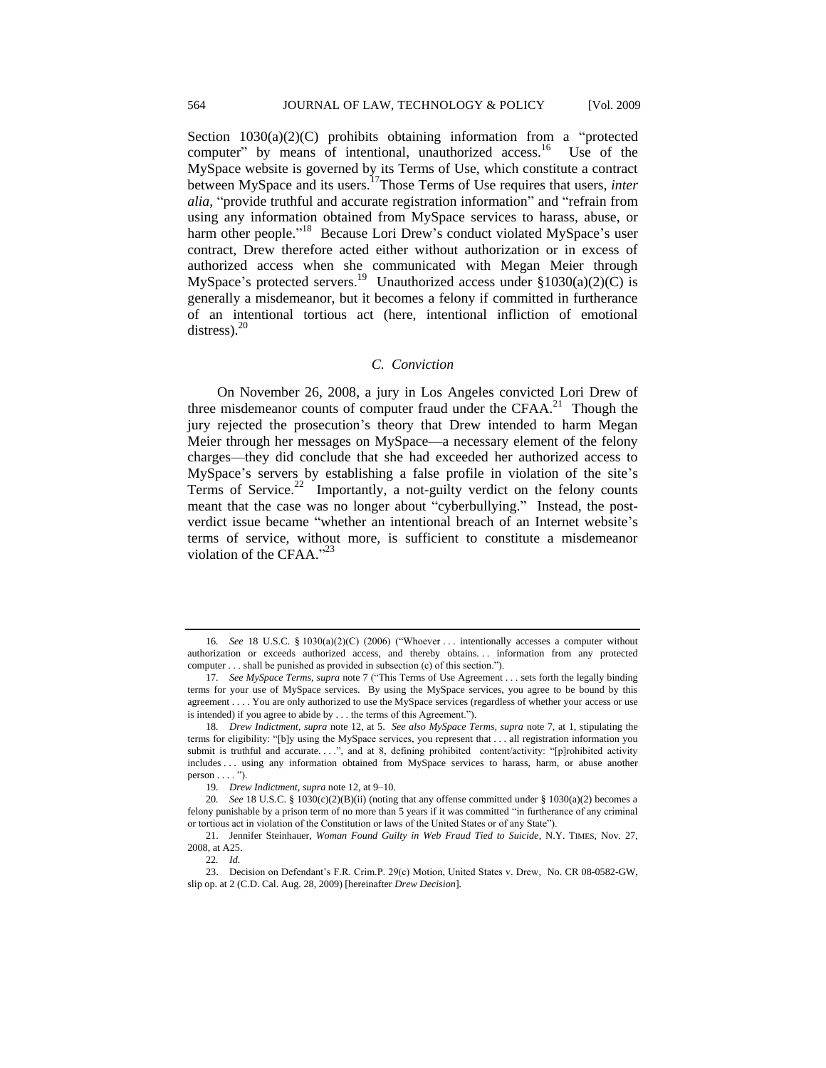Section 1030(a)(2)(C) prohibits obtaining information from a "protected computer" by means of intentional, unauthorized access.[16] Use of the MySpace website is governed by its Terms of Use, which constitute a contract between MySpace and its users.[17] Those Terms of Use requires that users, *inter alia*, "provide truthful and accurate registration information" and "refrain from using any information obtained from MySpace services to harass, abuse, or harm other people."[18] Because Lori Drew's conduct violated MySpace's user contract, Drew therefore acted either without authorization or in excess of authorized access when she communicated with Megan Meier through MySpace's protected servers.[19] Unauthorized access under §1030(a)(2)(C) is generally a misdemeanor, but it becomes a felony if committed in furtherance of an intentional tortious act (here, intentional infliction of emotional distress).[20]

### *C. Conviction*

On November 26, 2008, a jury in Los Angeles convicted Lori Drew of three misdemeanor counts of computer fraud under the CFAA.[21] Though the jury rejected the prosecution's theory that Drew intended to harm Megan Meier through her messages on MySpace—a necessary element of the felony charges—they did conclude that she had exceeded her authorized access to MySpace's servers by establishing a false profile in violation of the site's Terms of Service.[22] Importantly, a not-guilty verdict on the felony counts meant that the case was no longer about "cyberbullying." Instead, the post-verdict issue became "whether an intentional breach of an Internet website's terms of service, without more, is sufficient to constitute a misdemeanor violation of the CFAA."[23]

---

16. *See* 18 U.S.C. § 1030(a)(2)(C) (2006) ("Whoever . . . intentionally accesses a computer without authorization or exceeds authorized access, and thereby obtains. . . information from any protected computer . . . shall be punished as provided in subsection (c) of this section.").

17. *See MySpace Terms*, *supra* note 7 ("This Terms of Use Agreement . . . sets forth the legally binding terms for your use of MySpace services. By using the MySpace services, you agree to be bound by this agreement . . . . You are only authorized to use the MySpace services (regardless of whether your access or use is intended) if you agree to abide by . . . the terms of this Agreement.").

18. *Drew Indictment*, *supra* note 12, at 5. *See also MySpace Terms*, *supra* note 7, at 1, stipulating the terms for eligibility: "[b]y using the MySpace services, you represent that . . . all registration information you submit is truthful and accurate. . . .", and at 8, defining prohibited content/activity: "[p]rohibited activity includes . . . using any information obtained from MySpace services to harass, harm, or abuse another person . . . . ").

19. *Drew Indictment*, *supra* note 12, at 9–10.

20. *See* 18 U.S.C. § 1030(c)(2)(B)(ii) (noting that any offense committed under § 1030(a)(2) becomes a felony punishable by a prison term of no more than 5 years if it was committed "in furtherance of any criminal or tortious act in violation of the Constitution or laws of the United States or of any State").

21. Jennifer Steinhauer, *Woman Found Guilty in Web Fraud Tied to Suicide*, N.Y. TIMES, Nov. 27, 2008, at A25.

22. *Id.*

23. Decision on Defendant's F.R. Crim.P. 29(c) Motion, United States v. Drew, No. CR 08-0582-GW, slip op. at 2 (C.D. Cal. Aug. 28, 2009) [hereinafter *Drew Decision*].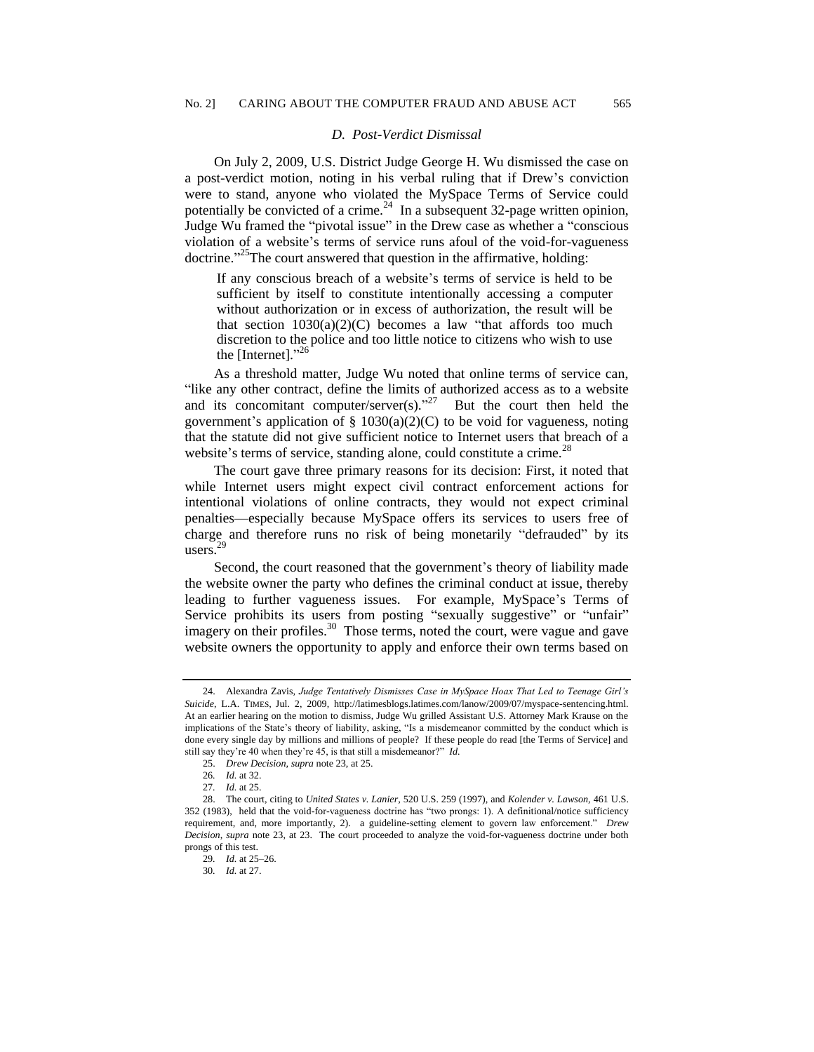### *D. Post-Verdict Dismissal*

On July 2, 2009, U.S. District Judge George H. Wu dismissed the case on a post-verdict motion, noting in his verbal ruling that if Drew's conviction were to stand, anyone who violated the MySpace Terms of Service could potentially be convicted of a crime.[24] In a subsequent 32-page written opinion, Judge Wu framed the "pivotal issue" in the Drew case as whether a "conscious violation of a website's terms of service runs afoul of the void-for-vagueness doctrine."[25] The court answered that question in the affirmative, holding:

> If any conscious breach of a website's terms of service is held to be sufficient by itself to constitute intentionally accessing a computer without authorization or in excess of authorization, the result will be that section 1030(a)(2)(C) becomes a law "that affords too much discretion to the police and too little notice to citizens who wish to use the [Internet]."[26]

As a threshold matter, Judge Wu noted that online terms of service can, "like any other contract, define the limits of authorized access as to a website and its concomitant computer/server(s)."[27] But the court then held the government's application of § 1030(a)(2)(C) to be void for vagueness, noting that the statute did not give sufficient notice to Internet users that breach of a website's terms of service, standing alone, could constitute a crime.[28]

The court gave three primary reasons for its decision: First, it noted that while Internet users might expect civil contract enforcement actions for intentional violations of online contracts, they would not expect criminal penalties—especially because MySpace offers its services to users free of charge and therefore runs no risk of being monetarily "defrauded" by its users.[29]

Second, the court reasoned that the government's theory of liability made the website owner the party who defines the criminal conduct at issue, thereby leading to further vagueness issues. For example, MySpace's Terms of Service prohibits its users from posting "sexually suggestive" or "unfair" imagery on their profiles.[30] Those terms, noted the court, were vague and gave website owners the opportunity to apply and enforce their own terms based on

---

24. Alexandra Zavis, *Judge Tentatively Dismisses Case in MySpace Hoax That Led to Teenage Girl's Suicide*, L.A. TIMES, Jul. 2, 2009, http://latimesblogs.latimes.com/lanow/2009/07/myspace-sentencing.html. At an earlier hearing on the motion to dismiss, Judge Wu grilled Assistant U.S. Attorney Mark Krause on the implications of the State's theory of liability, asking, "Is a misdemeanor committed by the conduct which is done every single day by millions and millions of people? If these people do read [the Terms of Service] and still say they're 40 when they're 45, is that still a misdemeanor?" *Id.*

25. *Drew Decision*, *supra* note 23, at 25.

26. *Id.* at 32.

27. *Id.* at 25.

28. The court, citing to *United States v. Lanier*, 520 U.S. 259 (1997), and *Kolender v. Lawson*, 461 U.S. 352 (1983), held that the void-for-vagueness doctrine has "two prongs: 1). A definitional/notice sufficiency requirement, and, more importantly, 2). a guideline-setting element to govern law enforcement." *Drew Decision*, *supra* note 23, at 23. The court proceeded to analyze the void-for-vagueness doctrine under both prongs of this test.

29. *Id.* at 25–26.

30. *Id.* at 27.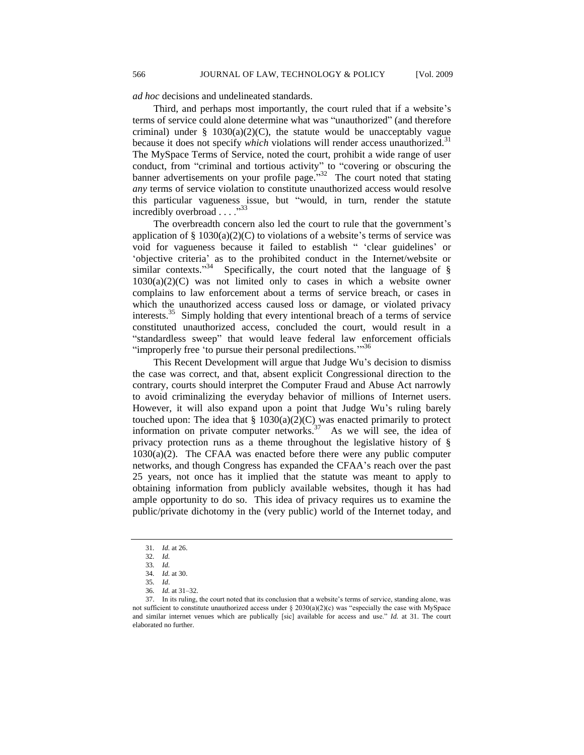*ad hoc* decisions and undelineated standards.

Third, and perhaps most importantly, the court ruled that if a website's terms of service could alone determine what was "unauthorized" (and therefore criminal) under § 1030(a)(2)(C), the statute would be unacceptably vague because it does not specify *which* violations will render access unauthorized.[31] The MySpace Terms of Service, noted the court, prohibit a wide range of user conduct, from "criminal and tortious activity" to "covering or obscuring the banner advertisements on your profile page."[32] The court noted that stating *any* terms of service violation to constitute unauthorized access would resolve this particular vagueness issue, but "would, in turn, render the statute incredibly overbroad . . . ."[33]

The overbreadth concern also led the court to rule that the government's application of § 1030(a)(2)(C) to violations of a website's terms of service was void for vagueness because it failed to establish " 'clear guidelines' or 'objective criteria' as to the prohibited conduct in the Internet/website or similar contexts."[34] Specifically, the court noted that the language of § 1030(a)(2)(C) was not limited only to cases in which a website owner complains to law enforcement about a terms of service breach, or cases in which the unauthorized access caused loss or damage, or violated privacy interests.[35] Simply holding that every intentional breach of a terms of service constituted unauthorized access, concluded the court, would result in a "standardless sweep" that would leave federal law enforcement officials "improperly free 'to pursue their personal predilections.' "[36]

This Recent Development will argue that Judge Wu's decision to dismiss the case was correct, and that, absent explicit Congressional direction to the contrary, courts should interpret the Computer Fraud and Abuse Act narrowly to avoid criminalizing the everyday behavior of millions of Internet users. However, it will also expand upon a point that Judge Wu's ruling barely touched upon: The idea that § 1030(a)(2)(C) was enacted primarily to protect information on private computer networks.[37] As we will see, the idea of privacy protection runs as a theme throughout the legislative history of § 1030(a)(2). The CFAA was enacted before there were any public computer networks, and though Congress has expanded the CFAA's reach over the past 25 years, not once has it implied that the statute was meant to apply to obtaining information from publicly available websites, though it has had ample opportunity to do so. This idea of privacy requires us to examine the public/private dichotomy in the (very public) world of the Internet today, and

---

31. *Id.* at 26.
32. *Id.*
33. *Id.*
34. *Id.* at 30.
35. *Id*.
36. *Id.* at 31–32.
37. In its ruling, the court noted that its conclusion that a website's terms of service, standing alone, was not sufficient to constitute unauthorized access under § 2030(a)(2)(c) was "especially the case with MySpace and similar internet venues which are publically [sic] available for access and use." *Id.* at 31. The court elaborated no further.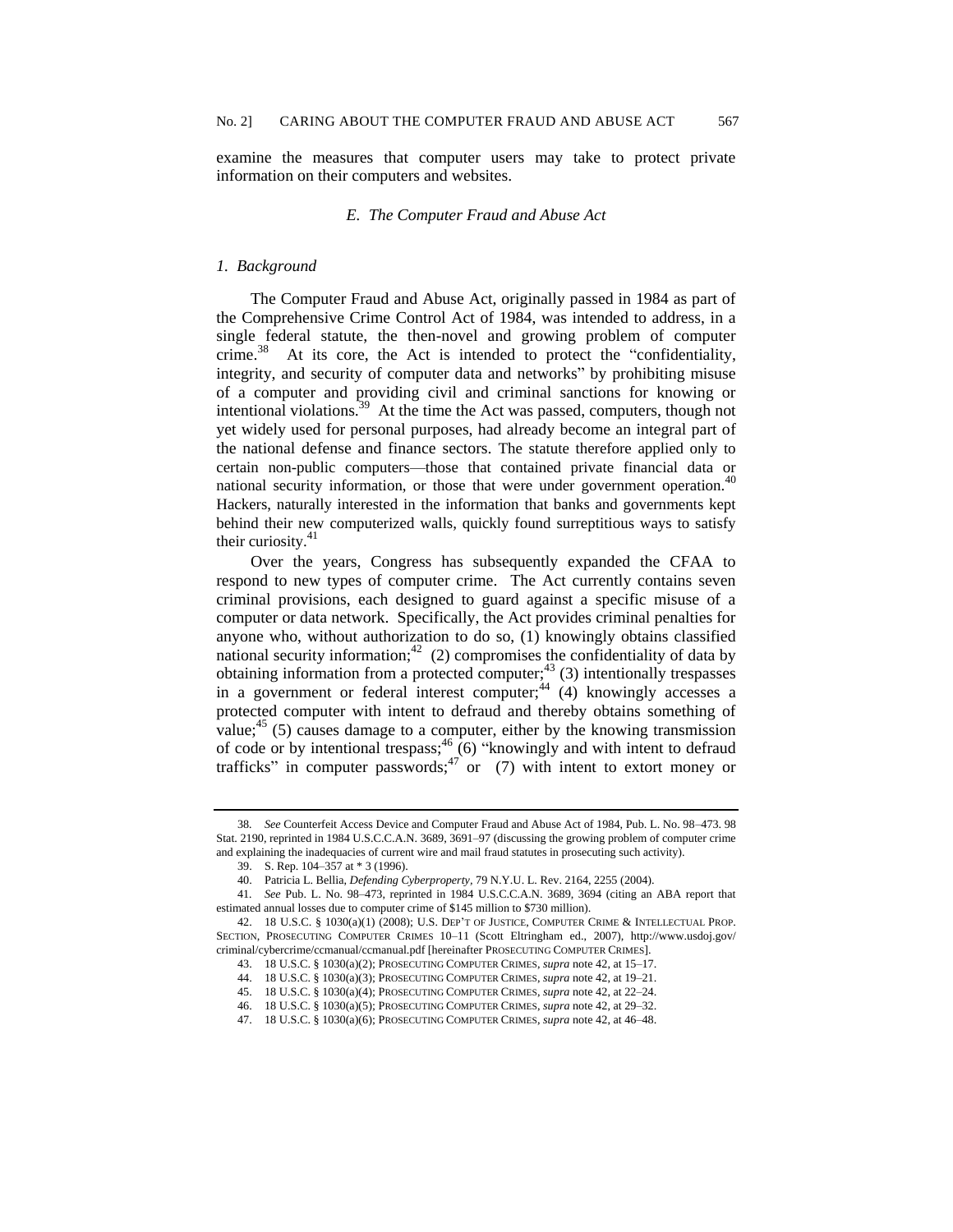examine the measures that computer users may take to protect private information on their computers and websites.

### *E. The Computer Fraud and Abuse Act*

#### *1. Background*

The Computer Fraud and Abuse Act, originally passed in 1984 as part of the Comprehensive Crime Control Act of 1984, was intended to address, in a single federal statute, the then-novel and growing problem of computer crime.[38] At its core, the Act is intended to protect the "confidentiality, integrity, and security of computer data and networks" by prohibiting misuse of a computer and providing civil and criminal sanctions for knowing or intentional violations.[39] At the time the Act was passed, computers, though not yet widely used for personal purposes, had already become an integral part of the national defense and finance sectors. The statute therefore applied only to certain non-public computers—those that contained private financial data or national security information, or those that were under government operation.[40] Hackers, naturally interested in the information that banks and governments kept behind their new computerized walls, quickly found surreptitious ways to satisfy their curiosity.[41]

Over the years, Congress has subsequently expanded the CFAA to respond to new types of computer crime. The Act currently contains seven criminal provisions, each designed to guard against a specific misuse of a computer or data network. Specifically, the Act provides criminal penalties for anyone who, without authorization to do so, (1) knowingly obtains classified national security information;[42] (2) compromises the confidentiality of data by obtaining information from a protected computer;[43] (3) intentionally trespasses in a government or federal interest computer;[44] (4) knowingly accesses a protected computer with intent to defraud and thereby obtains something of value;[45] (5) causes damage to a computer, either by the knowing transmission of code or by intentional trespass;[46] (6) "knowingly and with intent to defraud trafficks" in computer passwords;[47] or (7) with intent to extort money or

---

38. *See* Counterfeit Access Device and Computer Fraud and Abuse Act of 1984, Pub. L. No. 98–473. 98 Stat. 2190, reprinted in 1984 U.S.C.C.A.N. 3689, 3691–97 (discussing the growing problem of computer crime and explaining the inadequacies of current wire and mail fraud statutes in prosecuting such activity).

39. S. Rep. 104–357 at * 3 (1996).

40. Patricia L. Bellia, *Defending Cyberproperty*, 79 N.Y.U. L. Rev. 2164, 2255 (2004).

41. *See* Pub. L. No. 98–473, reprinted in 1984 U.S.C.C.A.N. 3689, 3694 (citing an ABA report that estimated annual losses due to computer crime of $145 million to $730 million).

42. 18 U.S.C. § 1030(a)(1) (2008); U.S. DEP'T OF JUSTICE, COMPUTER CRIME & INTELLECTUAL PROP. SECTION, PROSECUTING COMPUTER CRIMES 10–11 (Scott Eltringham ed., 2007), http://www.usdoj.gov/criminal/cybercrime/ccmanual/ccmanual.pdf [hereinafter PROSECUTING COMPUTER CRIMES].

43. 18 U.S.C. § 1030(a)(2); PROSECUTING COMPUTER CRIMES, *supra* note 42, at 15–17.

44. 18 U.S.C. § 1030(a)(3); PROSECUTING COMPUTER CRIMES, *supra* note 42, at 19–21.

45. 18 U.S.C. § 1030(a)(4); PROSECUTING COMPUTER CRIMES, *supra* note 42, at 22–24.

46. 18 U.S.C. § 1030(a)(5); PROSECUTING COMPUTER CRIMES, *supra* note 42, at 29–32.

47. 18 U.S.C. § 1030(a)(6); PROSECUTING COMPUTER CRIMES, *supra* note 42, at 46–48.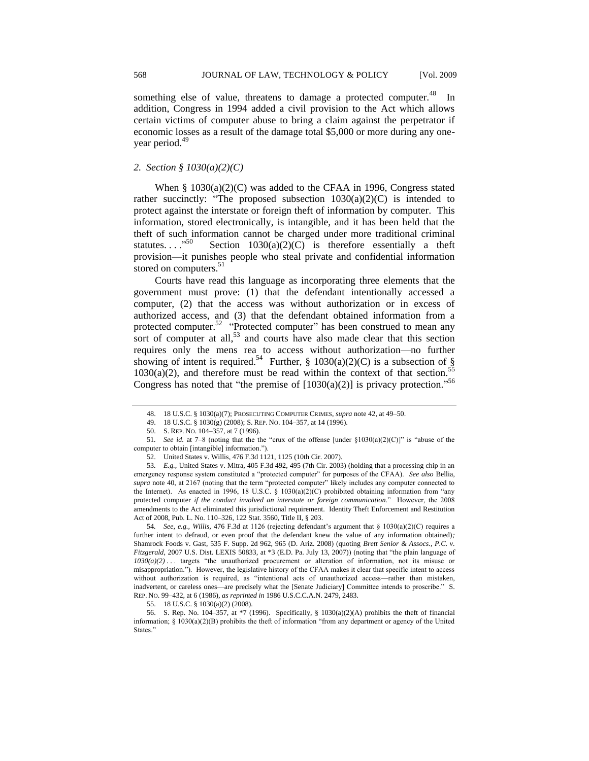something else of value, threatens to damage a protected computer.[48] In addition, Congress in 1994 added a civil provision to the Act which allows certain victims of computer abuse to bring a claim against the perpetrator if economic losses as a result of the damage total $5,000 or more during any one-year period.[49]

### *2. Section § 1030(a)(2)(C)*

When § 1030(a)(2)(C) was added to the CFAA in 1996, Congress stated rather succinctly: "The proposed subsection 1030(a)(2)(C) is intended to protect against the interstate or foreign theft of information by computer. This information, stored electronically, is intangible, and it has been held that the theft of such information cannot be charged under more traditional criminal statutes. . . ."[50] Section 1030(a)(2)(C) is therefore essentially a theft provision—it punishes people who steal private and confidential information stored on computers.[51]

Courts have read this language as incorporating three elements that the government must prove: (1) that the defendant intentionally accessed a computer, (2) that the access was without authorization or in excess of authorized access, and (3) that the defendant obtained information from a protected computer.[52] "Protected computer" has been construed to mean any sort of computer at all,[53] and courts have also made clear that this section requires only the mens rea to access without authorization—no further showing of intent is required.[54] Further, § 1030(a)(2)(C) is a subsection of § 1030(a)(2), and therefore must be read within the context of that section.[55] Congress has noted that "the premise of [1030(a)(2)] is privacy protection."[56]

---

48. 18 U.S.C. § 1030(a)(7); PROSECUTING COMPUTER CRIMES, *supra* note 42, at 49–50.

49. 18 U.S.C. § 1030(g) (2008); S. REP. NO. 104–357, at 14 (1996).

50. S. REP. NO. 104–357, at 7 (1996).

51. *See id.* at 7–8 (noting that the the "crux of the offense [under §1030(a)(2)(C)]" is "abuse of the computer to obtain [intangible] information.").

52. United States v. Willis, 476 F.3d 1121, 1125 (10th Cir. 2007).

53. *E.g.*, United States v. Mitra, 405 F.3d 492, 495 (7th Cir. 2003) (holding that a processing chip in an emergency response system constituted a "protected computer" for purposes of the CFAA). *See also* Bellia, *supra* note 40, at 2167 (noting that the term "protected computer" likely includes any computer connected to the Internet). As enacted in 1996, 18 U.S.C. § 1030(a)(2)(C) prohibited obtaining information from "any protected computer *if the conduct involved an interstate or foreign communication.*" However, the 2008 amendments to the Act eliminated this jurisdictional requirement. Identity Theft Enforcement and Restitution Act of 2008, Pub. L. No. 110–326, 122 Stat. 3560, Title II, § 203.

54. *See, e.g.*, *Willis*, 476 F.3d at 1126 (rejecting defendant's argument that § 1030(a)(2)(C) requires a further intent to defraud, or even proof that the defendant knew the value of any information obtained)*;* Shamrock Foods v. Gast, 535 F. Supp. 2d 962, 965 (D. Ariz. 2008) (quoting *Brett Senior & Assocs., P.C. v. Fitzgerald*, 2007 U.S. Dist. LEXIS 50833, at *3 (E.D. Pa. July 13, 2007)) (noting that "the plain language of *1030(a)(2)* . . . targets "the unauthorized procurement or alteration of information, not its misuse or misappropriation."). However, the legislative history of the CFAA makes it clear that specific intent to access without authorization is required, as "intentional acts of unauthorized access—rather than mistaken, inadvertent, or careless ones—are precisely what the [Senate Judiciary] Committee intends to proscribe." S. REP. NO. 99–432, at 6 (1986), *as reprinted in* 1986 U.S.C.C.A.N. 2479, 2483.

55. 18 U.S.C. § 1030(a)(2) (2008).

56. S. Rep. No. 104–357, at *7 (1996). Specifically, § 1030(a)(2)(A) prohibits the theft of financial information; § 1030(a)(2)(B) prohibits the theft of information "from any department or agency of the United States."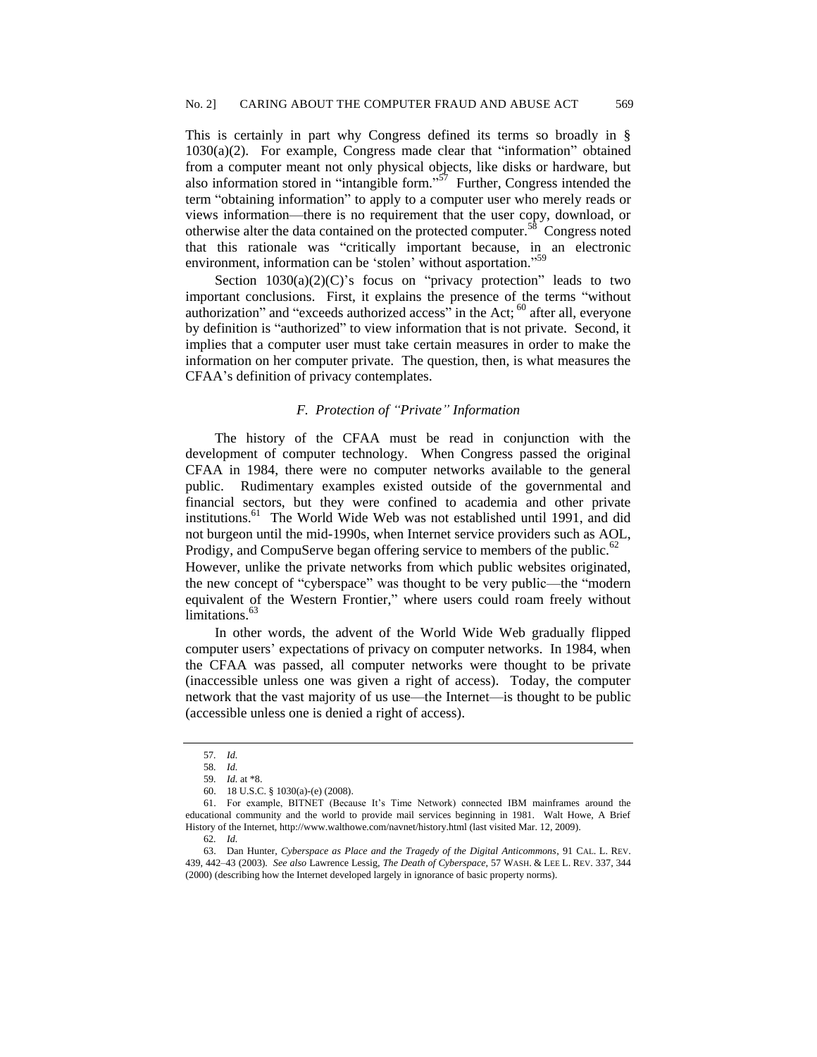This is certainly in part why Congress defined its terms so broadly in § 1030(a)(2). For example, Congress made clear that "information" obtained from a computer meant not only physical objects, like disks or hardware, but also information stored in "intangible form."[57] Further, Congress intended the term "obtaining information" to apply to a computer user who merely reads or views information—there is no requirement that the user copy, download, or otherwise alter the data contained on the protected computer.[58] Congress noted that this rationale was "critically important because, in an electronic environment, information can be 'stolen' without asportation."[59]

Section 1030(a)(2)(C)'s focus on "privacy protection" leads to two important conclusions. First, it explains the presence of the terms "without authorization" and "exceeds authorized access" in the Act;[60] after all, everyone by definition is "authorized" to view information that is not private. Second, it implies that a computer user must take certain measures in order to make the information on her computer private. The question, then, is what measures the CFAA's definition of privacy contemplates.

### *F. Protection of "Private" Information*

The history of the CFAA must be read in conjunction with the development of computer technology. When Congress passed the original CFAA in 1984, there were no computer networks available to the general public. Rudimentary examples existed outside of the governmental and financial sectors, but they were confined to academia and other private institutions.[61] The World Wide Web was not established until 1991, and did not burgeon until the mid-1990s, when Internet service providers such as AOL, Prodigy, and CompuServe began offering service to members of the public.[62] However, unlike the private networks from which public websites originated, the new concept of "cyberspace" was thought to be very public—the "modern equivalent of the Western Frontier," where users could roam freely without limitations.[63]

In other words, the advent of the World Wide Web gradually flipped computer users' expectations of privacy on computer networks. In 1984, when the CFAA was passed, all computer networks were thought to be private (inaccessible unless one was given a right of access). Today, the computer network that the vast majority of us use—the Internet—is thought to be public (accessible unless one is denied a right of access).

---

57. *Id.*

58. *Id.*

59. *Id.* at *8.

60. 18 U.S.C. § 1030(a)-(e) (2008).

61. For example, BITNET (Because It's Time Network) connected IBM mainframes around the educational community and the world to provide mail services beginning in 1981. Walt Howe, A Brief History of the Internet, http://www.walthowe.com/navnet/history.html (last visited Mar. 12, 2009).

62. *Id.*

63. Dan Hunter, *Cyberspace as Place and the Tragedy of the Digital Anticommons*, 91 CAL. L. REV. 439, 442–43 (2003). *See also* Lawrence Lessig, *The Death of Cyberspace*, 57 WASH. & LEE L. REV. 337, 344 (2000) (describing how the Internet developed largely in ignorance of basic property norms).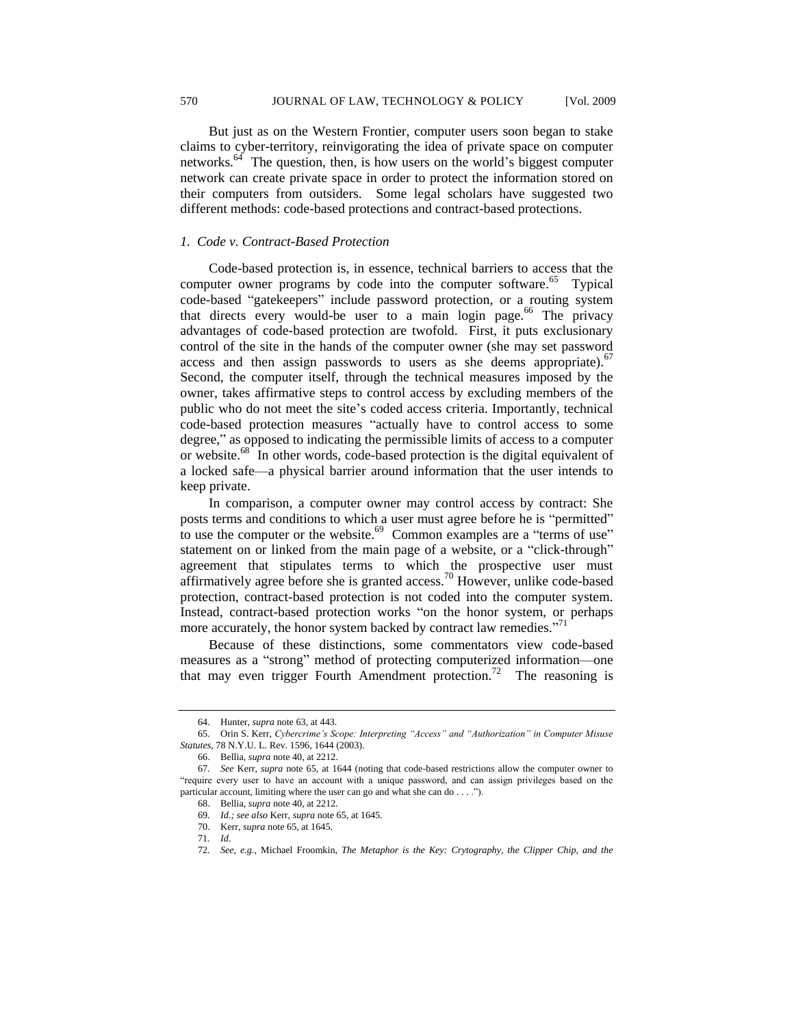But just as on the Western Frontier, computer users soon began to stake claims to cyber-territory, reinvigorating the idea of private space on computer networks.[64] The question, then, is how users on the world's biggest computer network can create private space in order to protect the information stored on their computers from outsiders. Some legal scholars have suggested two different methods: code-based protections and contract-based protections.

### *1. Code v. Contract-Based Protection*

Code-based protection is, in essence, technical barriers to access that the computer owner programs by code into the computer software.[65] Typical code-based "gatekeepers" include password protection, or a routing system that directs every would-be user to a main login page.[66] The privacy advantages of code-based protection are twofold. First, it puts exclusionary control of the site in the hands of the computer owner (she may set password access and then assign passwords to users as she deems appropriate).[67] Second, the computer itself, through the technical measures imposed by the owner, takes affirmative steps to control access by excluding members of the public who do not meet the site's coded access criteria. Importantly, technical code-based protection measures "actually have to control access to some degree," as opposed to indicating the permissible limits of access to a computer or website.[68] In other words, code-based protection is the digital equivalent of a locked safe—a physical barrier around information that the user intends to keep private.

In comparison, a computer owner may control access by contract: She posts terms and conditions to which a user must agree before he is "permitted" to use the computer or the website.[69] Common examples are a "terms of use" statement on or linked from the main page of a website, or a "click-through" agreement that stipulates terms to which the prospective user must affirmatively agree before she is granted access.[70] However, unlike code-based protection, contract-based protection is not coded into the computer system. Instead, contract-based protection works "on the honor system, or perhaps more accurately, the honor system backed by contract law remedies."[71]

Because of these distinctions, some commentators view code-based measures as a "strong" method of protecting computerized information—one that may even trigger Fourth Amendment protection.[72] The reasoning is

---

64. Hunter, *supra* note 63, at 443.

65. Orin S. Kerr, *Cybercrime's Scope: Interpreting "Access" and "Authorization" in Computer Misuse Statutes*, 78 N.Y.U. L. Rev. 1596, 1644 (2003).

66. Bellia, *supra* note 40, at 2212.

67. *See* Kerr, *supra* note 65, at 1644 (noting that code-based restrictions allow the computer owner to "require every user to have an account with a unique password, and can assign privileges based on the particular account, limiting where the user can go and what she can do . . . .").

68. Bellia, *supra* note 40, at 2212.

69. *Id.; see also* Kerr, *supra* note 65, at 1645.

70. Kerr, *supra* note 65, at 1645.

71. *Id*.

72. *See, e.g.*, Michael Froomkin, *The Metaphor is the Key: Crytography, the Clipper Chip, and the*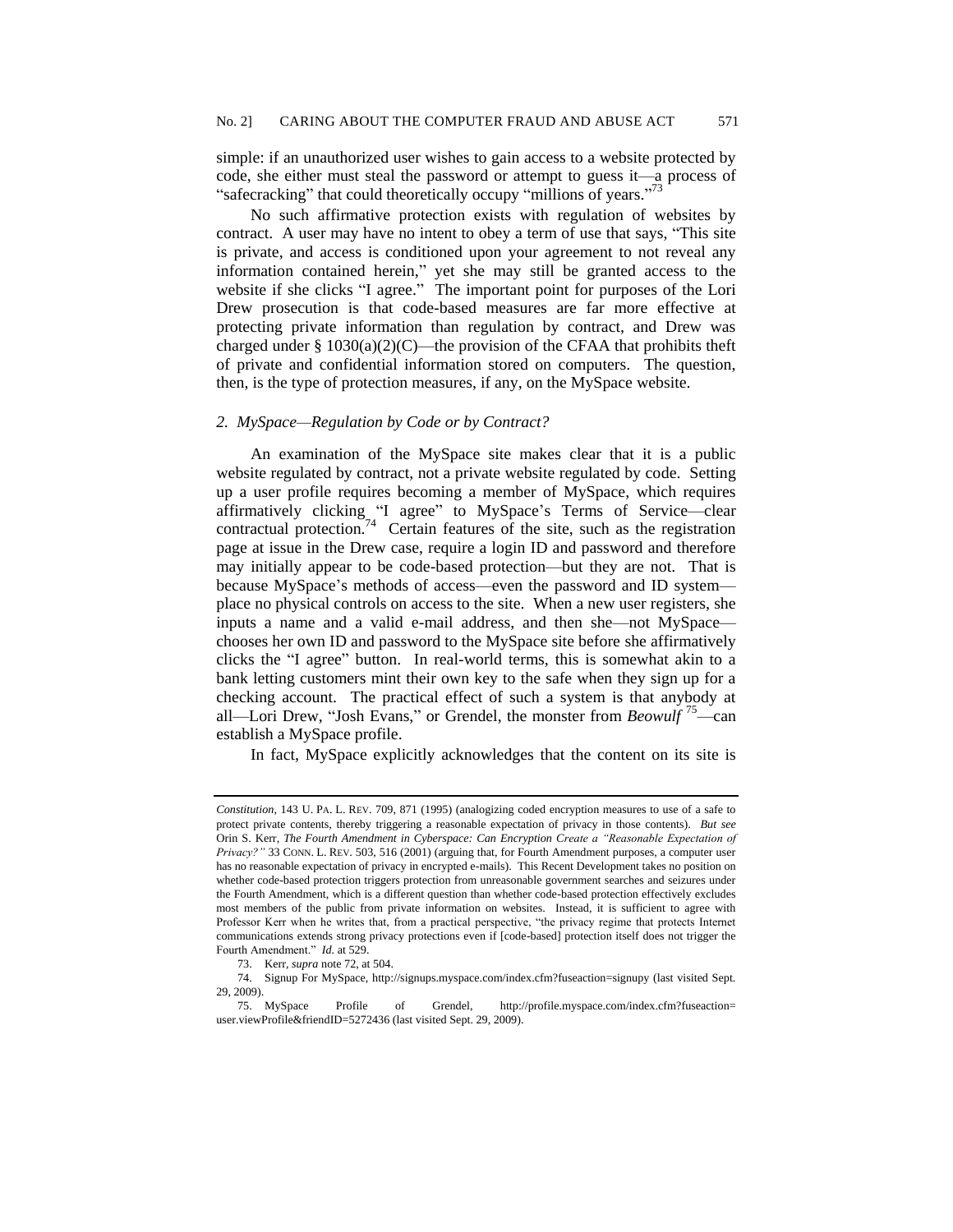simple: if an unauthorized user wishes to gain access to a website protected by code, she either must steal the password or attempt to guess it—a process of "safecracking" that could theoretically occupy "millions of years."[73]

No such affirmative protection exists with regulation of websites by contract. A user may have no intent to obey a term of use that says, "This site is private, and access is conditioned upon your agreement to not reveal any information contained herein," yet she may still be granted access to the website if she clicks "I agree." The important point for purposes of the Lori Drew prosecution is that code-based measures are far more effective at protecting private information than regulation by contract, and Drew was charged under § 1030(a)(2)(C)—the provision of the CFAA that prohibits theft of private and confidential information stored on computers. The question, then, is the type of protection measures, if any, on the MySpace website.

### *2. MySpace—Regulation by Code or by Contract?*

An examination of the MySpace site makes clear that it is a public website regulated by contract, not a private website regulated by code. Setting up a user profile requires becoming a member of MySpace, which requires affirmatively clicking "I agree" to MySpace's Terms of Service—clear contractual protection.[74] Certain features of the site, such as the registration page at issue in the Drew case, require a login ID and password and therefore may initially appear to be code-based protection—but they are not. That is because MySpace's methods of access—even the password and ID system—place no physical controls on access to the site. When a new user registers, she inputs a name and a valid e-mail address, and then she—not MySpace—chooses her own ID and password to the MySpace site before she affirmatively clicks the "I agree" button. In real-world terms, this is somewhat akin to a bank letting customers mint their own key to the safe when they sign up for a checking account. The practical effect of such a system is that anybody at all—Lori Drew, "Josh Evans," or Grendel, the monster from *Beowulf*[75]—can establish a MySpace profile.

In fact, MySpace explicitly acknowledges that the content on its site is

---

*Constitution*, 143 U. PA. L. REV. 709, 871 (1995) (analogizing coded encryption measures to use of a safe to protect private contents, thereby triggering a reasonable expectation of privacy in those contents). *But see* Orin S. Kerr, *The Fourth Amendment in Cyberspace: Can Encryption Create a "Reasonable Expectation of Privacy?"* 33 CONN. L. REV. 503, 516 (2001) (arguing that, for Fourth Amendment purposes, a computer user has no reasonable expectation of privacy in encrypted e-mails). This Recent Development takes no position on whether code-based protection triggers protection from unreasonable government searches and seizures under the Fourth Amendment, which is a different question than whether code-based protection effectively excludes most members of the public from private information on websites. Instead, it is sufficient to agree with Professor Kerr when he writes that, from a practical perspective, "the privacy regime that protects Internet communications extends strong privacy protections even if [code-based] protection itself does not trigger the Fourth Amendment." *Id.* at 529.

73. Kerr, *supra* note 72, at 504.

74. Signup For MySpace, http://signups.myspace.com/index.cfm?fuseaction=signupy (last visited Sept. 29, 2009).

75. MySpace Profile of Grendel, http://profile.myspace.com/index.cfm?fuseaction=user.viewProfile&friendID=5272436 (last visited Sept. 29, 2009).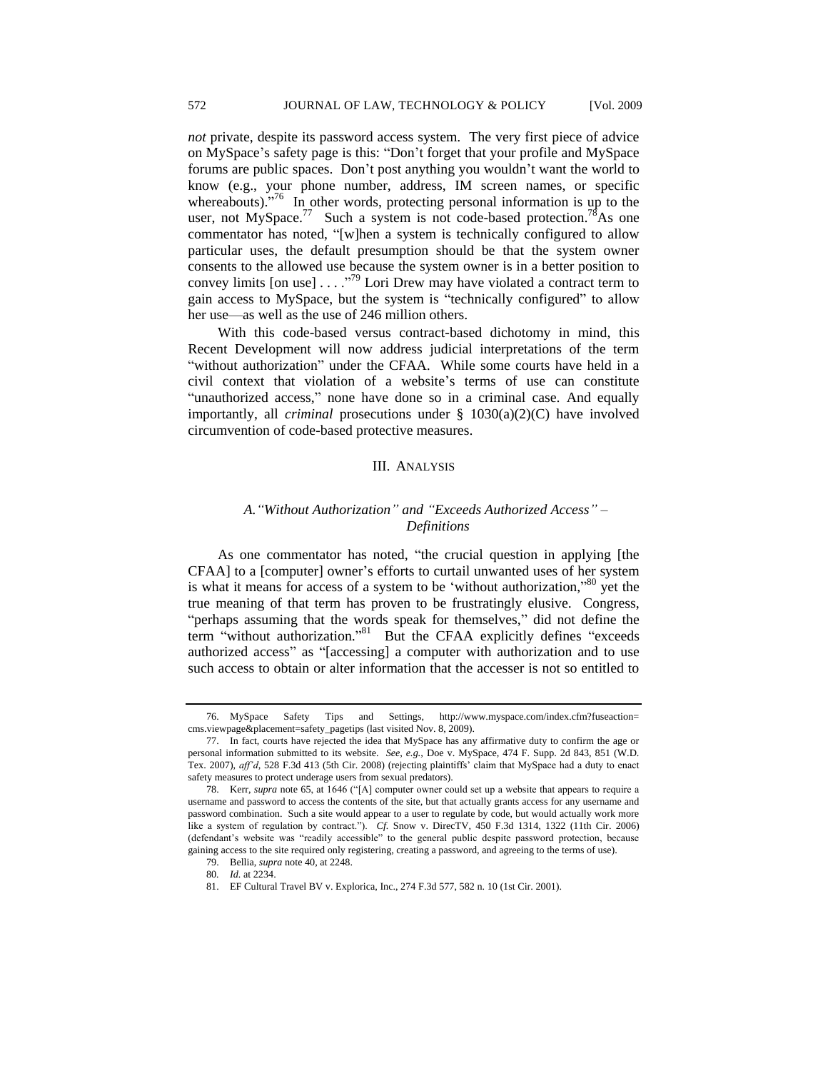*not* private, despite its password access system. The very first piece of advice on MySpace's safety page is this: "Don't forget that your profile and MySpace forums are public spaces. Don't post anything you wouldn't want the world to know (e.g., your phone number, address, IM screen names, or specific whereabouts)."[76] In other words, protecting personal information is up to the user, not MySpace.[77] Such a system is not code-based protection.[78] As one commentator has noted, "[w]hen a system is technically configured to allow particular uses, the default presumption should be that the system owner consents to the allowed use because the system owner is in a better position to convey limits [on use] . . . ."[79] Lori Drew may have violated a contract term to gain access to MySpace, but the system is "technically configured" to allow her use—as well as the use of 246 million others.

With this code-based versus contract-based dichotomy in mind, this Recent Development will now address judicial interpretations of the term "without authorization" under the CFAA. While some courts have held in a civil context that violation of a website's terms of use can constitute "unauthorized access," none have done so in a criminal case. And equally importantly, all *criminal* prosecutions under § 1030(a)(2)(C) have involved circumvention of code-based protective measures.

## III. Analysis

### A. "Without Authorization" and "Exceeds Authorized Access" – Definitions

As one commentator has noted, "the crucial question in applying [the CFAA] to a [computer] owner's efforts to curtail unwanted uses of her system is what it means for access of a system to be 'without authorization,'"[80] yet the true meaning of that term has proven to be frustratingly elusive. Congress, "perhaps assuming that the words speak for themselves," did not define the term "without authorization."[81] But the CFAA explicitly defines "exceeds authorized access" as "[accessing] a computer with authorization and to use such access to obtain or alter information that the accesser is not so entitled to

---

76. MySpace Safety Tips and Settings, http://www.myspace.com/index.cfm?fuseaction=cms.viewpage&placement=safety_pagetips (last visited Nov. 8, 2009).

77. In fact, courts have rejected the idea that MySpace has any affirmative duty to confirm the age or personal information submitted to its website. *See, e.g.*, Doe v. MySpace, 474 F. Supp. 2d 843, 851 (W.D. Tex. 2007), *aff'd*, 528 F.3d 413 (5th Cir. 2008) (rejecting plaintiffs' claim that MySpace had a duty to enact safety measures to protect underage users from sexual predators).

78. Kerr, *supra* note 65, at 1646 ("[A] computer owner could set up a website that appears to require a username and password to access the contents of the site, but that actually grants access for any username and password combination. Such a site would appear to a user to regulate by code, but would actually work more like a system of regulation by contract."). *Cf.* Snow v. DirecTV, 450 F.3d 1314, 1322 (11th Cir. 2006) (defendant's website was "readily accessible" to the general public despite password protection, because gaining access to the site required only registering, creating a password, and agreeing to the terms of use).

79. Bellia, *supra* note 40, at 2248.

80. *Id.* at 2234.

81. EF Cultural Travel BV v. Explorica, Inc., 274 F.3d 577, 582 n. 10 (1st Cir. 2001).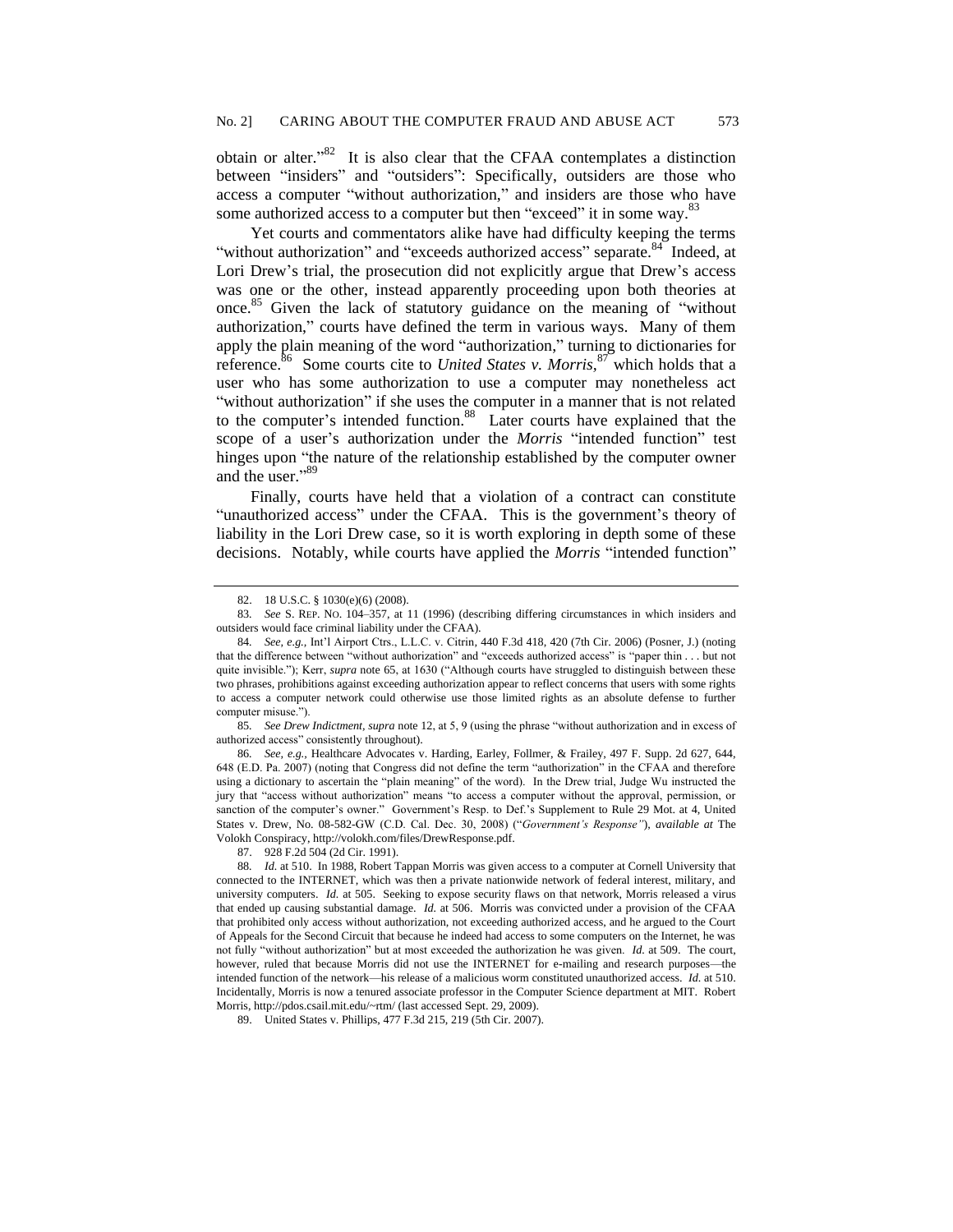obtain or alter."[82] It is also clear that the CFAA contemplates a distinction between "insiders" and "outsiders": Specifically, outsiders are those who access a computer "without authorization," and insiders are those who have some authorized access to a computer but then "exceed" it in some way.[83]

Yet courts and commentators alike have had difficulty keeping the terms "without authorization" and "exceeds authorized access" separate.[84] Indeed, at Lori Drew's trial, the prosecution did not explicitly argue that Drew's access was one or the other, instead apparently proceeding upon both theories at once.[85] Given the lack of statutory guidance on the meaning of "without authorization," courts have defined the term in various ways. Many of them apply the plain meaning of the word "authorization," turning to dictionaries for reference.[86] Some courts cite to *United States v. Morris*,[87] which holds that a user who has some authorization to use a computer may nonetheless act "without authorization" if she uses the computer in a manner that is not related to the computer's intended function.[88] Later courts have explained that the scope of a user's authorization under the *Morris* "intended function" test hinges upon "the nature of the relationship established by the computer owner and the user."[89]

Finally, courts have held that a violation of a contract can constitute "unauthorized access" under the CFAA. This is the government's theory of liability in the Lori Drew case, so it is worth exploring in depth some of these decisions. Notably, while courts have applied the *Morris* "intended function"

---

82. 18 U.S.C. § 1030(e)(6) (2008).

83. *See* S. REP. NO. 104–357, at 11 (1996) (describing differing circumstances in which insiders and outsiders would face criminal liability under the CFAA).

84. *See, e.g.*, Int'l Airport Ctrs., L.L.C. v. Citrin, 440 F.3d 418, 420 (7th Cir. 2006) (Posner, J.) (noting that the difference between "without authorization" and "exceeds authorized access" is "paper thin . . . but not quite invisible."); Kerr, *supra* note 65, at 1630 ("Although courts have struggled to distinguish between these two phrases, prohibitions against exceeding authorization appear to reflect concerns that users with some rights to access a computer network could otherwise use those limited rights as an absolute defense to further computer misuse.").

85. *See Drew Indictment*, *supra* note 12, at 5, 9 (using the phrase "without authorization and in excess of authorized access" consistently throughout).

86. *See, e.g.*, Healthcare Advocates v. Harding, Earley, Follmer, & Frailey, 497 F. Supp. 2d 627, 644, 648 (E.D. Pa. 2007) (noting that Congress did not define the term "authorization" in the CFAA and therefore using a dictionary to ascertain the "plain meaning" of the word). In the Drew trial, Judge Wu instructed the jury that "access without authorization" means "to access a computer without the approval, permission, or sanction of the computer's owner." Government's Resp. to Def.'s Supplement to Rule 29 Mot. at 4, United States v. Drew, No. 08-582-GW (C.D. Cal. Dec. 30, 2008) ("*Government's Response*"), *available at* The Volokh Conspiracy, http://volokh.com/files/DrewResponse.pdf.

87. 928 F.2d 504 (2d Cir. 1991).

88. *Id.* at 510. In 1988, Robert Tappan Morris was given access to a computer at Cornell University that connected to the INTERNET, which was then a private nationwide network of federal interest, military, and university computers. *Id.* at 505. Seeking to expose security flaws on that network, Morris released a virus that ended up causing substantial damage. *Id.* at 506. Morris was convicted under a provision of the CFAA that prohibited only access without authorization, not exceeding authorized access, and he argued to the Court of Appeals for the Second Circuit that because he indeed had access to some computers on the Internet, he was not fully "without authorization" but at most exceeded the authorization he was given. *Id.* at 509. The court, however, ruled that because Morris did not use the INTERNET for e-mailing and research purposes—the intended function of the network—his release of a malicious worm constituted unauthorized access. *Id.* at 510. Incidentally, Morris is now a tenured associate professor in the Computer Science department at MIT. Robert Morris, http://pdos.csail.mit.edu/~rtm/ (last accessed Sept. 29, 2009).

89. United States v. Phillips, 477 F.3d 215, 219 (5th Cir. 2007).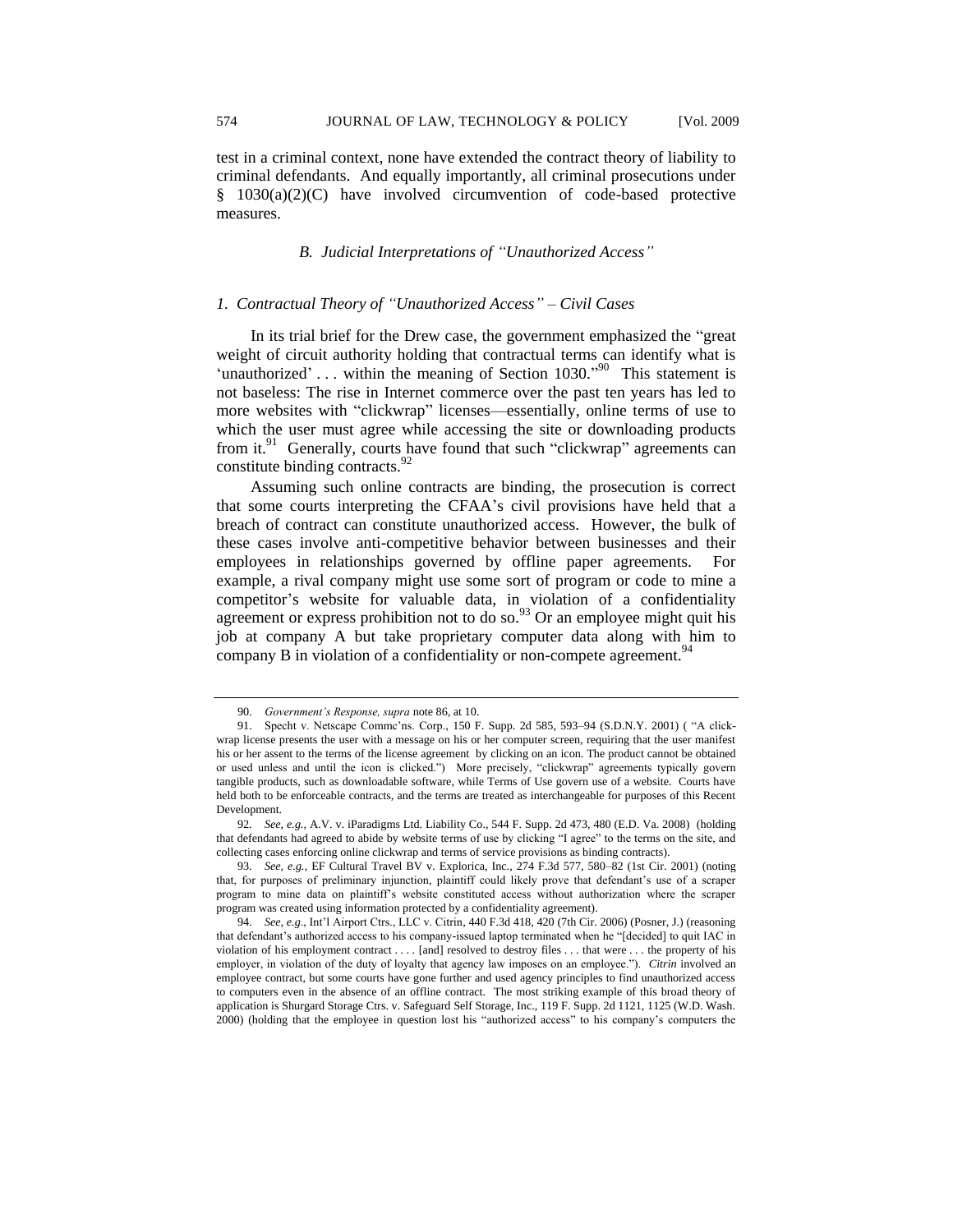test in a criminal context, none have extended the contract theory of liability to criminal defendants. And equally importantly, all criminal prosecutions under § 1030(a)(2)(C) have involved circumvention of code-based protective measures.

### *B. Judicial Interpretations of "Unauthorized Access"*

#### *1. Contractual Theory of "Unauthorized Access" – Civil Cases*

In its trial brief for the Drew case, the government emphasized the "great weight of circuit authority holding that contractual terms can identify what is 'unauthorized' . . . within the meaning of Section 1030."[90] This statement is not baseless: The rise in Internet commerce over the past ten years has led to more websites with "clickwrap" licenses—essentially, online terms of use to which the user must agree while accessing the site or downloading products from it.[91] Generally, courts have found that such "clickwrap" agreements can constitute binding contracts.[92]

Assuming such online contracts are binding, the prosecution is correct that some courts interpreting the CFAA's civil provisions have held that a breach of contract can constitute unauthorized access. However, the bulk of these cases involve anti-competitive behavior between businesses and their employees in relationships governed by offline paper agreements. For example, a rival company might use some sort of program or code to mine a competitor's website for valuable data, in violation of a confidentiality agreement or express prohibition not to do so.[93] Or an employee might quit his job at company A but take proprietary computer data along with him to company B in violation of a confidentiality or non-compete agreement.[94]

---

90. *Government's Response*, *supra* note 86, at 10.

91. Specht v. Netscape Commc'ns. Corp., 150 F. Supp. 2d 585, 593–94 (S.D.N.Y. 2001) ( "A click-wrap license presents the user with a message on his or her computer screen, requiring that the user manifest his or her assent to the terms of the license agreement by clicking on an icon. The product cannot be obtained or used unless and until the icon is clicked.") More precisely, "clickwrap" agreements typically govern tangible products, such as downloadable software, while Terms of Use govern use of a website. Courts have held both to be enforceable contracts, and the terms are treated as interchangeable for purposes of this Recent Development.

92. *See, e.g.*, A.V. v. iParadigms Ltd. Liability Co., 544 F. Supp. 2d 473, 480 (E.D. Va. 2008) (holding that defendants had agreed to abide by website terms of use by clicking "I agree" to the terms on the site, and collecting cases enforcing online clickwrap and terms of service provisions as binding contracts).

93. *See, e.g.*, EF Cultural Travel BV v. Explorica, Inc., 274 F.3d 577, 580–82 (1st Cir. 2001) (noting that, for purposes of preliminary injunction, plaintiff could likely prove that defendant's use of a scraper program to mine data on plaintiff's website constituted access without authorization where the scraper program was created using information protected by a confidentiality agreement).

94. *See, e.g.*, Int'l Airport Ctrs., LLC v. Citrin, 440 F.3d 418, 420 (7th Cir. 2006) (Posner, J.) (reasoning that defendant's authorized access to his company-issued laptop terminated when he "[decided] to quit IAC in violation of his employment contract . . . . [and] resolved to destroy files . . . that were . . . the property of his employer, in violation of the duty of loyalty that agency law imposes on an employee."). *Citrin* involved an employee contract, but some courts have gone further and used agency principles to find unauthorized access to computers even in the absence of an offline contract. The most striking example of this broad theory of application is Shurgard Storage Ctrs. v. Safeguard Self Storage, Inc., 119 F. Supp. 2d 1121, 1125 (W.D. Wash. 2000) (holding that the employee in question lost his "authorized access" to his company's computers the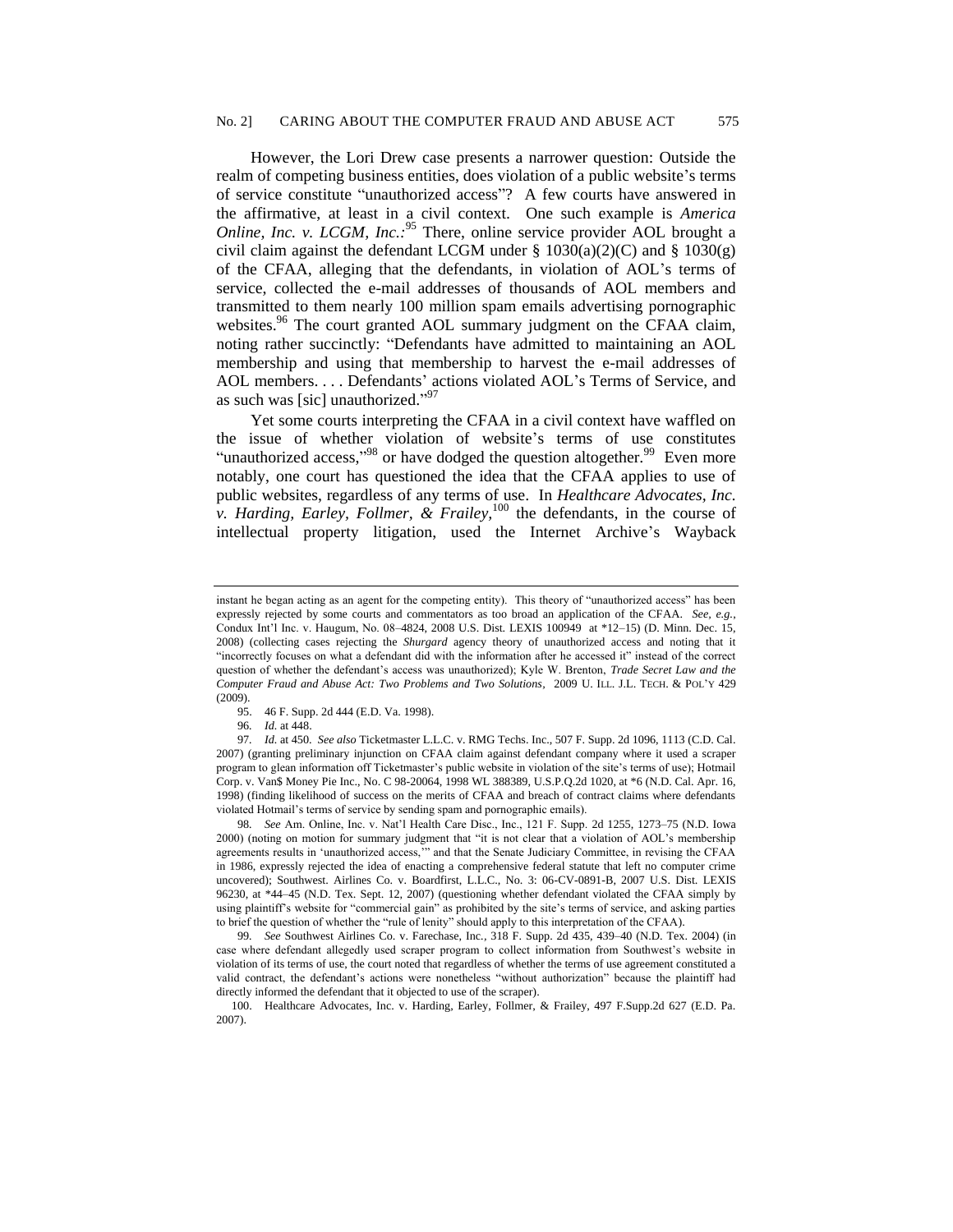However, the Lori Drew case presents a narrower question: Outside the realm of competing business entities, does violation of a public website's terms of service constitute "unauthorized access"? A few courts have answered in the affirmative, at least in a civil context. One such example is *America Online, Inc. v. LCGM, Inc.*:[95] There, online service provider AOL brought a civil claim against the defendant LCGM under § 1030(a)(2)(C) and § 1030(g) of the CFAA, alleging that the defendants, in violation of AOL's terms of service, collected the e-mail addresses of thousands of AOL members and transmitted to them nearly 100 million spam emails advertising pornographic websites.[96] The court granted AOL summary judgment on the CFAA claim, noting rather succinctly: "Defendants have admitted to maintaining an AOL membership and using that membership to harvest the e-mail addresses of AOL members. . . . Defendants' actions violated AOL's Terms of Service, and as such was [sic] unauthorized."[97]

Yet some courts interpreting the CFAA in a civil context have waffled on the issue of whether violation of website's terms of use constitutes "unauthorized access,"[98] or have dodged the question altogether.[99] Even more notably, one court has questioned the idea that the CFAA applies to use of public websites, regardless of any terms of use. In *Healthcare Advocates, Inc. v. Harding, Earley, Follmer, & Frailey*,[100] the defendants, in the course of intellectual property litigation, used the Internet Archive's Wayback

---

instant he began acting as an agent for the competing entity). This theory of "unauthorized access" has been expressly rejected by some courts and commentators as too broad an application of the CFAA. *See, e.g.*, Condux Int'l Inc. v. Haugum, No. 08–4824, 2008 U.S. Dist. LEXIS 100949 at *12–15) (D. Minn. Dec. 15, 2008) (collecting cases rejecting the *Shurgard* agency theory of unauthorized access and noting that it "incorrectly focuses on what a defendant did with the information after he accessed it" instead of the correct question of whether the defendant's access was unauthorized); Kyle W. Brenton, *Trade Secret Law and the Computer Fraud and Abuse Act: Two Problems and Two Solutions*, 2009 U. ILL. J.L. TECH. & POL'Y 429 (2009).

95. 46 F. Supp. 2d 444 (E.D. Va. 1998).

96. *Id.* at 448.

97. *Id.* at 450. *See also* Ticketmaster L.L.C. v. RMG Techs. Inc., 507 F. Supp. 2d 1096, 1113 (C.D. Cal. 2007) (granting preliminary injunction on CFAA claim against defendant company where it used a scraper program to glean information off Ticketmaster's public website in violation of the site's terms of use); Hotmail Corp. v. Van$ Money Pie Inc., No. C 98-20064, 1998 WL 388389, U.S.P.Q.2d 1020, at *6 (N.D. Cal. Apr. 16, 1998) (finding likelihood of success on the merits of CFAA and breach of contract claims where defendants violated Hotmail's terms of service by sending spam and pornographic emails).

98. *See* Am. Online, Inc. v. Nat'l Health Care Disc., Inc., 121 F. Supp. 2d 1255, 1273–75 (N.D. Iowa 2000) (noting on motion for summary judgment that "it is not clear that a violation of AOL's membership agreements results in 'unauthorized access,'" and that the Senate Judiciary Committee, in revising the CFAA in 1986, expressly rejected the idea of enacting a comprehensive federal statute that left no computer crime uncovered); Southwest. Airlines Co. v. Boardfirst, L.L.C., No. 3: 06-CV-0891-B, 2007 U.S. Dist. LEXIS 96230, at *44–45 (N.D. Tex. Sept. 12, 2007) (questioning whether defendant violated the CFAA simply by using plaintiff's website for "commercial gain" as prohibited by the site's terms of service, and asking parties to brief the question of whether the "rule of lenity" should apply to this interpretation of the CFAA).

99. *See* Southwest Airlines Co. v. Farechase, Inc., 318 F. Supp. 2d 435, 439–40 (N.D. Tex. 2004) (in case where defendant allegedly used scraper program to collect information from Southwest's website in violation of its terms of use, the court noted that regardless of whether the terms of use agreement constituted a valid contract, the defendant's actions were nonetheless "without authorization" because the plaintiff had directly informed the defendant that it objected to use of the scraper).

100. Healthcare Advocates, Inc. v. Harding, Earley, Follmer, & Frailey, 497 F.Supp.2d 627 (E.D. Pa. 2007).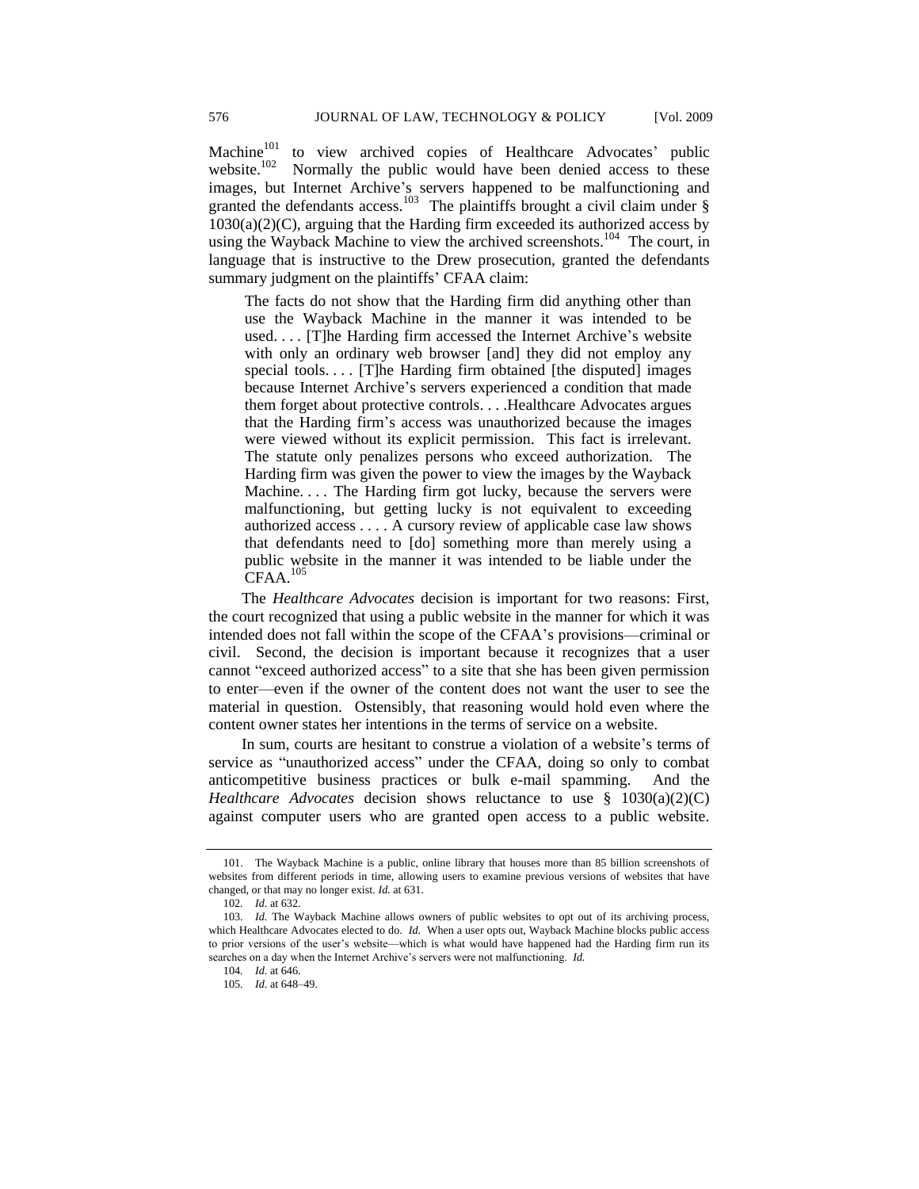Machine[101] to view archived copies of Healthcare Advocates' public website.[102] Normally the public would have been denied access to these images, but Internet Archive's servers happened to be malfunctioning and granted the defendants access.[103] The plaintiffs brought a civil claim under § 1030(a)(2)(C), arguing that the Harding firm exceeded its authorized access by using the Wayback Machine to view the archived screenshots.[104] The court, in language that is instructive to the Drew prosecution, granted the defendants summary judgment on the plaintiffs' CFAA claim:

> The facts do not show that the Harding firm did anything other than use the Wayback Machine in the manner it was intended to be used. . . . [T]he Harding firm accessed the Internet Archive's website with only an ordinary web browser [and] they did not employ any special tools. . . . [T]he Harding firm obtained [the disputed] images because Internet Archive's servers experienced a condition that made them forget about protective controls. . . .Healthcare Advocates argues that the Harding firm's access was unauthorized because the images were viewed without its explicit permission. This fact is irrelevant. The statute only penalizes persons who exceed authorization. The Harding firm was given the power to view the images by the Wayback Machine. . . . The Harding firm got lucky, because the servers were malfunctioning, but getting lucky is not equivalent to exceeding authorized access . . . . A cursory review of applicable case law shows that defendants need to [do] something more than merely using a public website in the manner it was intended to be liable under the CFAA.[105]

The *Healthcare Advocates* decision is important for two reasons: First, the court recognized that using a public website in the manner for which it was intended does not fall within the scope of the CFAA's provisions—criminal or civil. Second, the decision is important because it recognizes that a user cannot "exceed authorized access" to a site that she has been given permission to enter—even if the owner of the content does not want the user to see the material in question. Ostensibly, that reasoning would hold even where the content owner states her intentions in the terms of service on a website.

In sum, courts are hesitant to construe a violation of a website's terms of service as "unauthorized access" under the CFAA, doing so only to combat anticompetitive business practices or bulk e-mail spamming. And the *Healthcare Advocates* decision shows reluctance to use § 1030(a)(2)(C) against computer users who are granted open access to a public website.

---

101. The Wayback Machine is a public, online library that houses more than 85 billion screenshots of websites from different periods in time, allowing users to examine previous versions of websites that have changed, or that may no longer exist. *Id.* at 631.

102. *Id.* at 632.

103. *Id.* The Wayback Machine allows owners of public websites to opt out of its archiving process, which Healthcare Advocates elected to do. *Id.* When a user opts out, Wayback Machine blocks public access to prior versions of the user's website—which is what would have happened had the Harding firm run its searches on a day when the Internet Archive's servers were not malfunctioning. *Id.*

104. *Id.* at 646.

105. *Id.* at 648–49.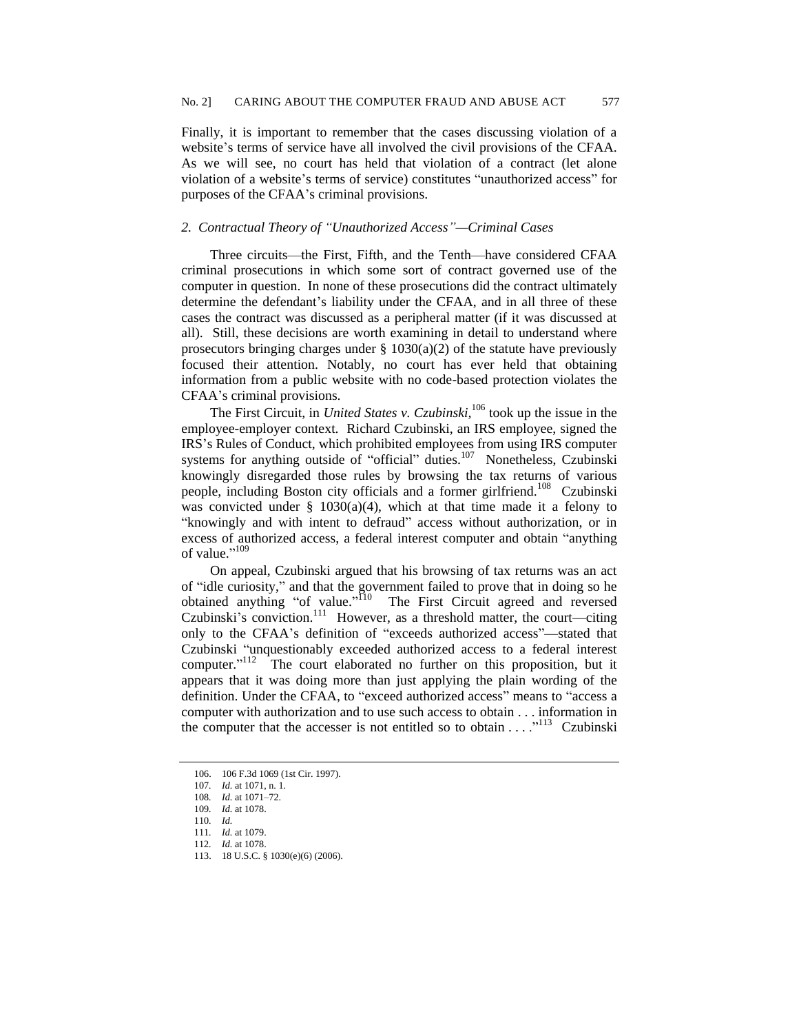Finally, it is important to remember that the cases discussing violation of a website's terms of service have all involved the civil provisions of the CFAA. As we will see, no court has held that violation of a contract (let alone violation of a website's terms of service) constitutes "unauthorized access" for purposes of the CFAA's criminal provisions.

### *2. Contractual Theory of "Unauthorized Access"—Criminal Cases*

Three circuits—the First, Fifth, and the Tenth—have considered CFAA criminal prosecutions in which some sort of contract governed use of the computer in question. In none of these prosecutions did the contract ultimately determine the defendant's liability under the CFAA, and in all three of these cases the contract was discussed as a peripheral matter (if it was discussed at all). Still, these decisions are worth examining in detail to understand where prosecutors bringing charges under § 1030(a)(2) of the statute have previously focused their attention. Notably, no court has ever held that obtaining information from a public website with no code-based protection violates the CFAA's criminal provisions.

The First Circuit, in *United States v. Czubinski*,[106] took up the issue in the employee-employer context. Richard Czubinski, an IRS employee, signed the IRS's Rules of Conduct, which prohibited employees from using IRS computer systems for anything outside of "official" duties.[107] Nonetheless, Czubinski knowingly disregarded those rules by browsing the tax returns of various people, including Boston city officials and a former girlfriend.[108] Czubinski was convicted under § 1030(a)(4), which at that time made it a felony to "knowingly and with intent to defraud" access without authorization, or in excess of authorized access, a federal interest computer and obtain "anything of value."[109]

On appeal, Czubinski argued that his browsing of tax returns was an act of "idle curiosity," and that the government failed to prove that in doing so he obtained anything "of value."[110] The First Circuit agreed and reversed Czubinski's conviction.[111] However, as a threshold matter, the court—citing only to the CFAA's definition of "exceeds authorized access"—stated that Czubinski "unquestionably exceeded authorized access to a federal interest computer."[112] The court elaborated no further on this proposition, but it appears that it was doing more than just applying the plain wording of the definition. Under the CFAA, to "exceed authorized access" means to "access a computer with authorization and to use such access to obtain . . . information in the computer that the accesser is not entitled so to obtain . . . ."[113] Czubinski

---

106. 106 F.3d 1069 (1st Cir. 1997).

107. *Id.* at 1071, n. 1.

108. *Id.* at 1071–72.

109. *Id.* at 1078.

110. *Id.*

111. *Id.* at 1079.

112. *Id.* at 1078.

113. 18 U.S.C. § 1030(e)(6) (2006).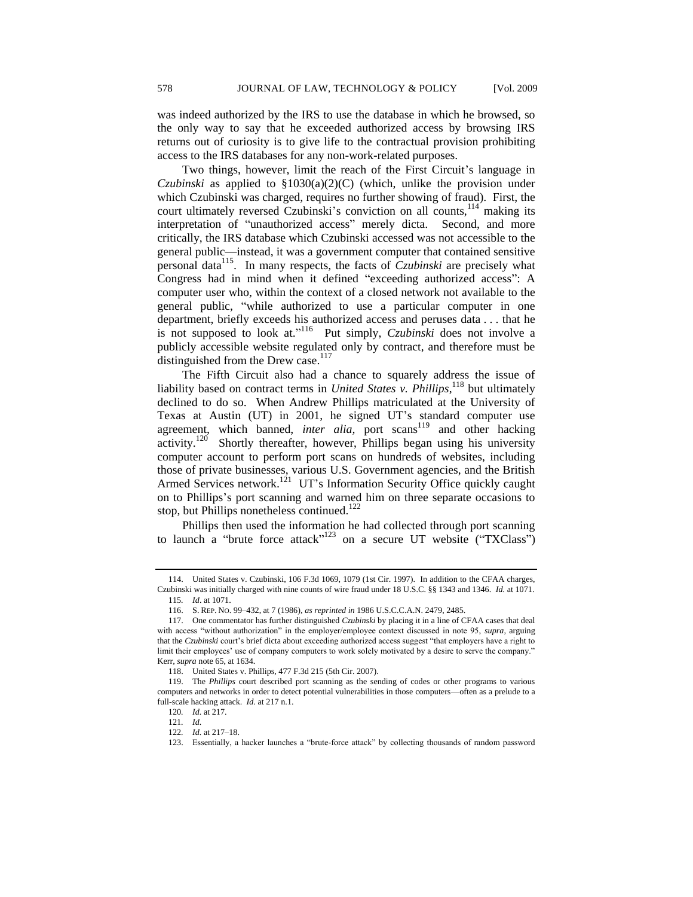was indeed authorized by the IRS to use the database in which he browsed, so the only way to say that he exceeded authorized access by browsing IRS returns out of curiosity is to give life to the contractual provision prohibiting access to the IRS databases for any non-work-related purposes.

Two things, however, limit the reach of the First Circuit's language in *Czubinski* as applied to §1030(a)(2)(C) (which, unlike the provision under which Czubinski was charged, requires no further showing of fraud). First, the court ultimately reversed Czubinski's conviction on all counts,[114] making its interpretation of "unauthorized access" merely dicta. Second, and more critically, the IRS database which Czubinski accessed was not accessible to the general public—instead, it was a government computer that contained sensitive personal data[115]. In many respects, the facts of *Czubinski* are precisely what Congress had in mind when it defined "exceeding authorized access": A computer user who, within the context of a closed network not available to the general public, "while authorized to use a particular computer in one department, briefly exceeds his authorized access and peruses data . . . that he is not supposed to look at."[116] Put simply, *Czubinski* does not involve a publicly accessible website regulated only by contract, and therefore must be distinguished from the Drew case.[117]

The Fifth Circuit also had a chance to squarely address the issue of liability based on contract terms in *United States v. Phillips*,[118] but ultimately declined to do so. When Andrew Phillips matriculated at the University of Texas at Austin (UT) in 2001, he signed UT's standard computer use agreement, which banned, *inter alia*, port scans[119] and other hacking activity.[120] Shortly thereafter, however, Phillips began using his university computer account to perform port scans on hundreds of websites, including those of private businesses, various U.S. Government agencies, and the British Armed Services network.[121] UT's Information Security Office quickly caught on to Phillips's port scanning and warned him on three separate occasions to stop, but Phillips nonetheless continued.[122]

Phillips then used the information he had collected through port scanning to launch a "brute force attack"[123] on a secure UT website ("TXClass")

---

114. United States v. Czubinski, 106 F.3d 1069, 1079 (1st Cir. 1997). In addition to the CFAA charges, Czubinski was initially charged with nine counts of wire fraud under 18 U.S.C. §§ 1343 and 1346. *Id.* at 1071.

115. *Id*. at 1071.

116. S. REP. NO. 99–432, at 7 (1986), *as reprinted in* 1986 U.S.C.C.A.N. 2479, 2485.

117. One commentator has further distinguished *Czubinski* by placing it in a line of CFAA cases that deal with access "without authorization" in the employer/employee context discussed in note 95, *supra*, arguing that the *Czubinski* court's brief dicta about exceeding authorized access suggest "that employers have a right to limit their employees' use of company computers to work solely motivated by a desire to serve the company." Kerr, *supra* note 65, at 1634.

118. United States v. Phillips, 477 F.3d 215 (5th Cir. 2007).

119. The *Phillips* court described port scanning as the sending of codes or other programs to various computers and networks in order to detect potential vulnerabilities in those computers—often as a prelude to a full-scale hacking attack. *Id.* at 217 n.1.

120. *Id.* at 217.

121. *Id.*

122. *Id.* at 217–18.

123. Essentially, a hacker launches a "brute-force attack" by collecting thousands of random password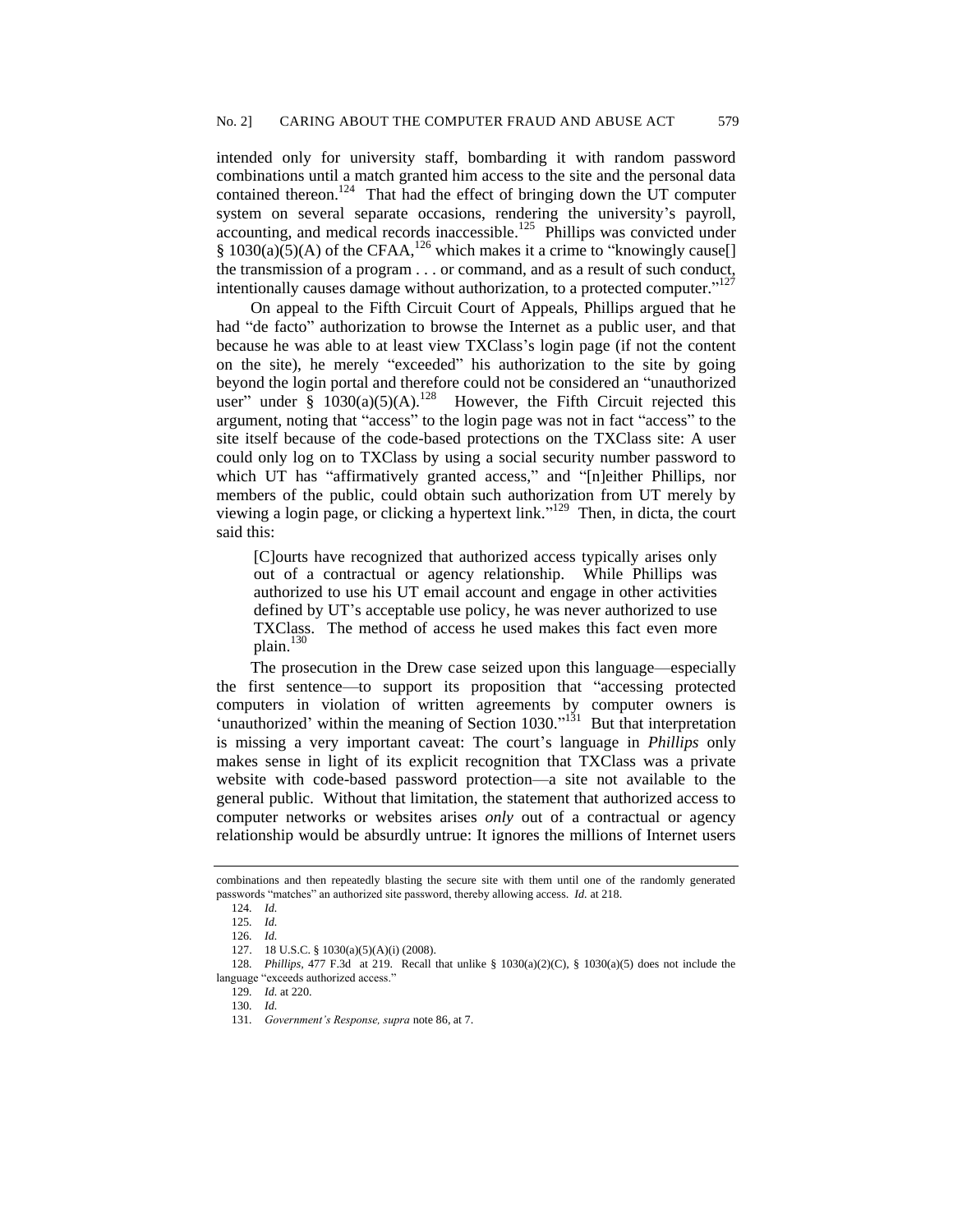intended only for university staff, bombarding it with random password combinations until a match granted him access to the site and the personal data contained thereon.[124] That had the effect of bringing down the UT computer system on several separate occasions, rendering the university's payroll, accounting, and medical records inaccessible.[125] Phillips was convicted under § 1030(a)(5)(A) of the CFAA,[126] which makes it a crime to "knowingly cause[] the transmission of a program . . . or command, and as a result of such conduct, intentionally causes damage without authorization, to a protected computer."[127]

On appeal to the Fifth Circuit Court of Appeals, Phillips argued that he had "de facto" authorization to browse the Internet as a public user, and that because he was able to at least view TXClass's login page (if not the content on the site), he merely "exceeded" his authorization to the site by going beyond the login portal and therefore could not be considered an "unauthorized user" under § 1030(a)(5)(A).[128] However, the Fifth Circuit rejected this argument, noting that "access" to the login page was not in fact "access" to the site itself because of the code-based protections on the TXClass site: A user could only log on to TXClass by using a social security number password to which UT has "affirmatively granted access," and "[n]either Phillips, nor members of the public, could obtain such authorization from UT merely by viewing a login page, or clicking a hypertext link."[129] Then, in dicta, the court said this:

> [C]ourts have recognized that authorized access typically arises only out of a contractual or agency relationship. While Phillips was authorized to use his UT email account and engage in other activities defined by UT's acceptable use policy, he was never authorized to use TXClass. The method of access he used makes this fact even more plain.[130]

The prosecution in the Drew case seized upon this language—especially the first sentence—to support its proposition that "accessing protected computers in violation of written agreements by computer owners is 'unauthorized' within the meaning of Section 1030."[131] But that interpretation is missing a very important caveat: The court's language in *Phillips* only makes sense in light of its explicit recognition that TXClass was a private website with code-based password protection—a site not available to the general public. Without that limitation, the statement that authorized access to computer networks or websites arises *only* out of a contractual or agency relationship would be absurdly untrue: It ignores the millions of Internet users

---

combinations and then repeatedly blasting the secure site with them until one of the randomly generated passwords "matches" an authorized site password, thereby allowing access. *Id.* at 218.

124. *Id.*

125. *Id.*

126. *Id.*

127. 18 U.S.C. § 1030(a)(5)(A)(i) (2008).

128. *Phillips*, 477 F.3d at 219. Recall that unlike § 1030(a)(2)(C), § 1030(a)(5) does not include the language "exceeds authorized access."

129. *Id.* at 220.

130. *Id.*

131. *Government's Response, supra* note 86, at 7.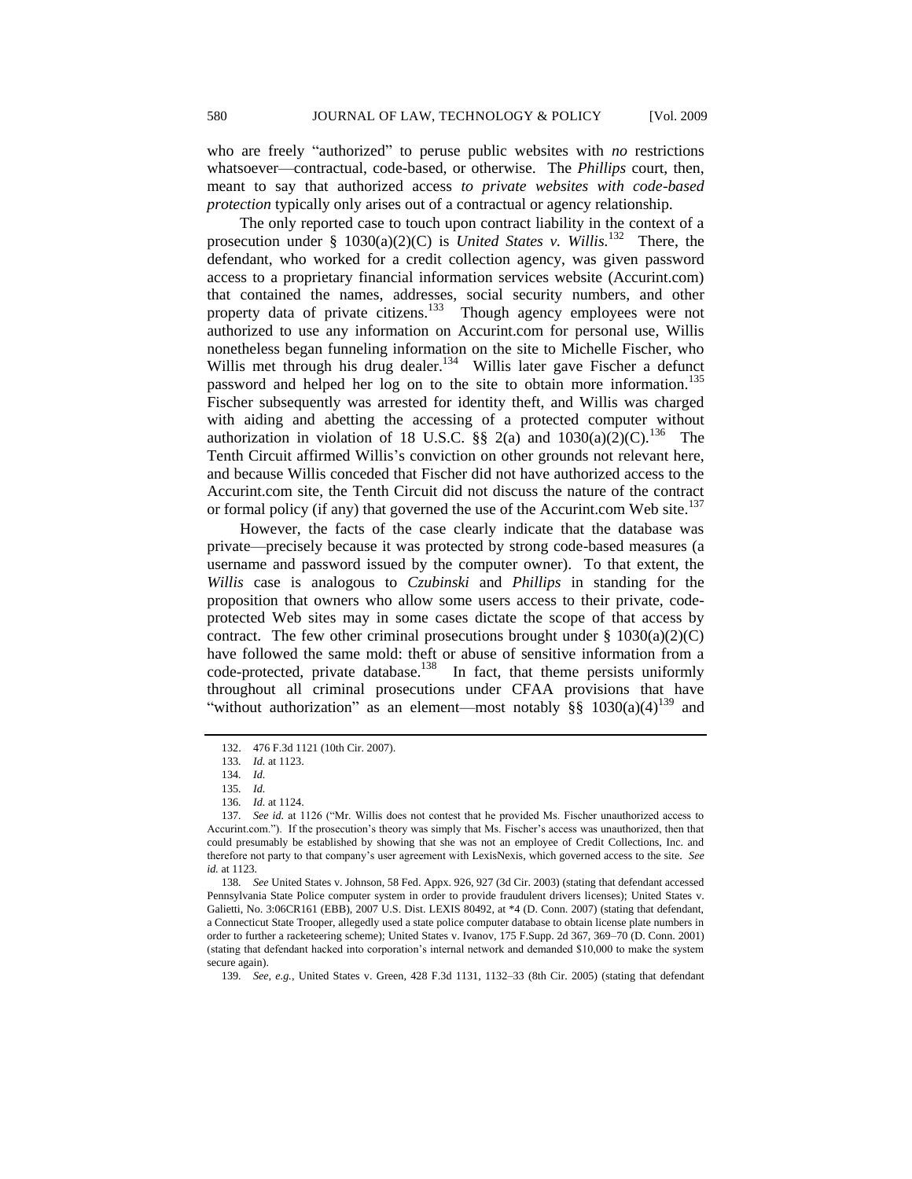who are freely "authorized" to peruse public websites with *no* restrictions whatsoever—contractual, code-based, or otherwise. The *Phillips* court, then, meant to say that authorized access *to private websites with code-based protection* typically only arises out of a contractual or agency relationship.

The only reported case to touch upon contract liability in the context of a prosecution under § 1030(a)(2)(C) is *United States v. Willis.*[132] There, the defendant, who worked for a credit collection agency, was given password access to a proprietary financial information services website (Accurint.com) that contained the names, addresses, social security numbers, and other property data of private citizens.[133] Though agency employees were not authorized to use any information on Accurint.com for personal use, Willis nonetheless began funneling information on the site to Michelle Fischer, who Willis met through his drug dealer.[134] Willis later gave Fischer a defunct password and helped her log on to the site to obtain more information.[135] Fischer subsequently was arrested for identity theft, and Willis was charged with aiding and abetting the accessing of a protected computer without authorization in violation of 18 U.S.C. §§ 2(a) and 1030(a)(2)(C).[136] The Tenth Circuit affirmed Willis's conviction on other grounds not relevant here, and because Willis conceded that Fischer did not have authorized access to the Accurint.com site, the Tenth Circuit did not discuss the nature of the contract or formal policy (if any) that governed the use of the Accurint.com Web site.[137]

However, the facts of the case clearly indicate that the database was private—precisely because it was protected by strong code-based measures (a username and password issued by the computer owner). To that extent, the *Willis* case is analogous to *Czubinski* and *Phillips* in standing for the proposition that owners who allow some users access to their private, code-protected Web sites may in some cases dictate the scope of that access by contract. The few other criminal prosecutions brought under § 1030(a)(2)(C) have followed the same mold: theft or abuse of sensitive information from a code-protected, private database.[138] In fact, that theme persists uniformly throughout all criminal prosecutions under CFAA provisions that have "without authorization" as an element—most notably §§ 1030(a)(4)[139] and

---

132. 476 F.3d 1121 (10th Cir. 2007).

133. *Id.* at 1123.

134. *Id.*

135. *Id.*

136. *Id.* at 1124.

137. *See id.* at 1126 ("Mr. Willis does not contest that he provided Ms. Fischer unauthorized access to Accurint.com."). If the prosecution's theory was simply that Ms. Fischer's access was unauthorized, then that could presumably be established by showing that she was not an employee of Credit Collections, Inc. and therefore not party to that company's user agreement with LexisNexis, which governed access to the site. *See id.* at 1123.

138. *See* United States v. Johnson, 58 Fed. Appx. 926, 927 (3d Cir. 2003) (stating that defendant accessed Pennsylvania State Police computer system in order to provide fraudulent drivers licenses); United States v. Galietti, No. 3:06CR161 (EBB), 2007 U.S. Dist. LEXIS 80492, at *4 (D. Conn. 2007) (stating that defendant, a Connecticut State Trooper, allegedly used a state police computer database to obtain license plate numbers in order to further a racketeering scheme); United States v. Ivanov, 175 F.Supp. 2d 367, 369–70 (D. Conn. 2001) (stating that defendant hacked into corporation's internal network and demanded $10,000 to make the system secure again).

139. *See, e.g.*, United States v. Green, 428 F.3d 1131, 1132–33 (8th Cir. 2005) (stating that defendant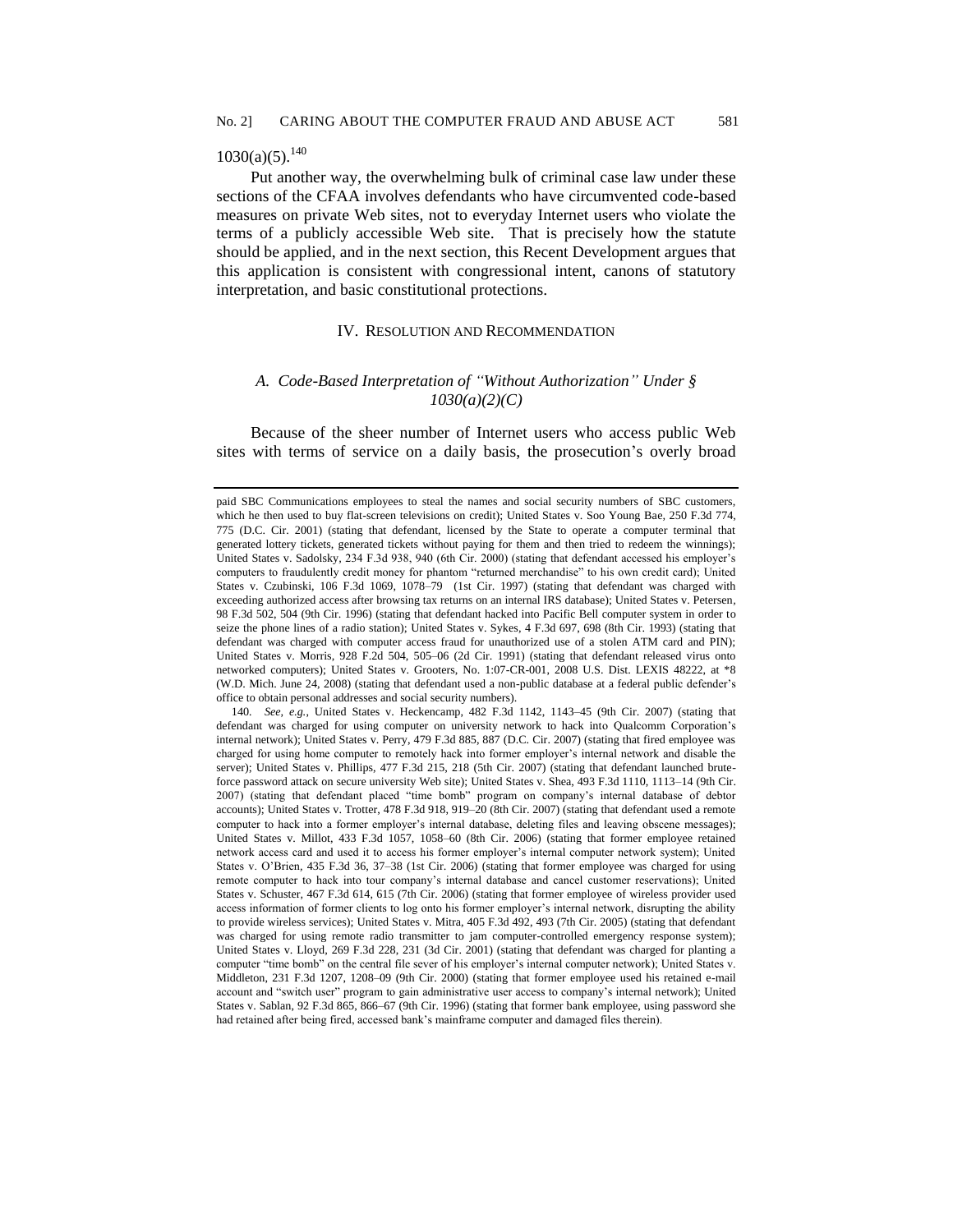1030(a)(5).[140]

Put another way, the overwhelming bulk of criminal case law under these sections of the CFAA involves defendants who have circumvented code-based measures on private Web sites, not to everyday Internet users who violate the terms of a publicly accessible Web site. That is precisely how the statute should be applied, and in the next section, this Recent Development argues that this application is consistent with congressional intent, canons of statutory interpretation, and basic constitutional protections.

## IV. Resolution and Recommendation

### A. *Code-Based Interpretation of "Without Authorization" Under § 1030(a)(2)(C)*

Because of the sheer number of Internet users who access public Web sites with terms of service on a daily basis, the prosecution's overly broad

---

paid SBC Communications employees to steal the names and social security numbers of SBC customers, which he then used to buy flat-screen televisions on credit); United States v. Soo Young Bae, 250 F.3d 774, 775 (D.C. Cir. 2001) (stating that defendant, licensed by the State to operate a computer terminal that generated lottery tickets, generated tickets without paying for them and then tried to redeem the winnings); United States v. Sadolsky, 234 F.3d 938, 940 (6th Cir. 2000) (stating that defendant accessed his employer's computers to fraudulently credit money for phantom "returned merchandise" to his own credit card); United States v. Czubinski, 106 F.3d 1069, 1078–79 (1st Cir. 1997) (stating that defendant was charged with exceeding authorized access after browsing tax returns on an internal IRS database); United States v. Petersen, 98 F.3d 502, 504 (9th Cir. 1996) (stating that defendant hacked into Pacific Bell computer system in order to seize the phone lines of a radio station); United States v. Sykes, 4 F.3d 697, 698 (8th Cir. 1993) (stating that defendant was charged with computer access fraud for unauthorized use of a stolen ATM card and PIN); United States v. Morris, 928 F.2d 504, 505–06 (2d Cir. 1991) (stating that defendant released virus onto networked computers); United States v. Grooters, No. 1:07-CR-001, 2008 U.S. Dist. LEXIS 48222, at *8 (W.D. Mich. June 24, 2008) (stating that defendant used a non-public database at a federal public defender's office to obtain personal addresses and social security numbers).

140. *See, e.g.*, United States v. Heckencamp, 482 F.3d 1142, 1143–45 (9th Cir. 2007) (stating that defendant was charged for using computer on university network to hack into Qualcomm Corporation's internal network); United States v. Perry, 479 F.3d 885, 887 (D.C. Cir. 2007) (stating that fired employee was charged for using home computer to remotely hack into former employer's internal network and disable the server); United States v. Phillips, 477 F.3d 215, 218 (5th Cir. 2007) (stating that defendant launched brute-force password attack on secure university Web site); United States v. Shea, 493 F.3d 1110, 1113–14 (9th Cir. 2007) (stating that defendant placed "time bomb" program on company's internal database of debtor accounts); United States v. Trotter, 478 F.3d 918, 919–20 (8th Cir. 2007) (stating that defendant used a remote computer to hack into a former employer's internal database, deleting files and leaving obscene messages); United States v. Millot, 433 F.3d 1057, 1058–60 (8th Cir. 2006) (stating that former employee retained network access card and used it to access his former employer's internal computer network system); United States v. O'Brien, 435 F.3d 36, 37–38 (1st Cir. 2006) (stating that former employee was charged for using remote computer to hack into tour company's internal database and cancel customer reservations); United States v. Schuster, 467 F.3d 614, 615 (7th Cir. 2006) (stating that former employee of wireless provider used access information of former clients to log onto his former employer's internal network, disrupting the ability to provide wireless services); United States v. Mitra, 405 F.3d 492, 493 (7th Cir. 2005) (stating that defendant was charged for using remote radio transmitter to jam computer-controlled emergency response system); United States v. Lloyd, 269 F.3d 228, 231 (3d Cir. 2001) (stating that defendant was charged for planting a computer "time bomb" on the central file sever of his employer's internal computer network); United States v. Middleton, 231 F.3d 1207, 1208–09 (9th Cir. 2000) (stating that former employee used his retained e-mail account and "switch user" program to gain administrative user access to company's internal network); United States v. Sablan, 92 F.3d 865, 866–67 (9th Cir. 1996) (stating that former bank employee, using password she had retained after being fired, accessed bank's mainframe computer and damaged files therein).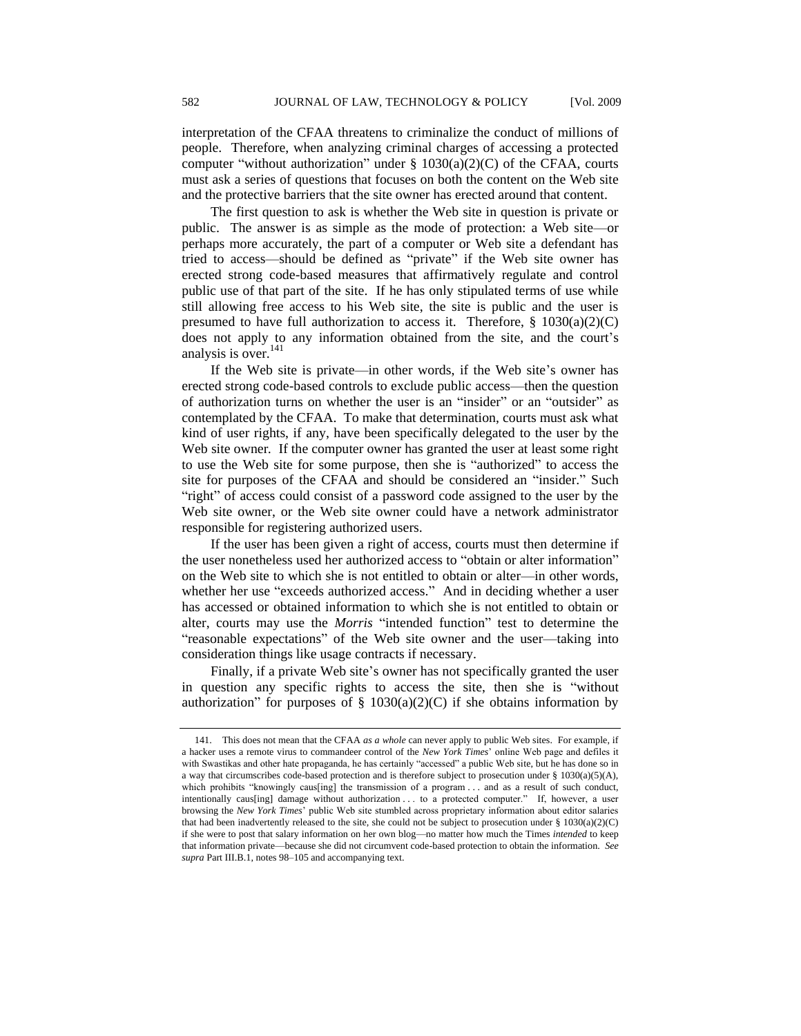interpretation of the CFAA threatens to criminalize the conduct of millions of people. Therefore, when analyzing criminal charges of accessing a protected computer "without authorization" under § 1030(a)(2)(C) of the CFAA, courts must ask a series of questions that focuses on both the content on the Web site and the protective barriers that the site owner has erected around that content.

The first question to ask is whether the Web site in question is private or public. The answer is as simple as the mode of protection: a Web site—or perhaps more accurately, the part of a computer or Web site a defendant has tried to access—should be defined as "private" if the Web site owner has erected strong code-based measures that affirmatively regulate and control public use of that part of the site. If he has only stipulated terms of use while still allowing free access to his Web site, the site is public and the user is presumed to have full authorization to access it. Therefore, § 1030(a)(2)(C) does not apply to any information obtained from the site, and the court's analysis is over.[141]

If the Web site is private—in other words, if the Web site's owner has erected strong code-based controls to exclude public access—then the question of authorization turns on whether the user is an "insider" or an "outsider" as contemplated by the CFAA. To make that determination, courts must ask what kind of user rights, if any, have been specifically delegated to the user by the Web site owner. If the computer owner has granted the user at least some right to use the Web site for some purpose, then she is "authorized" to access the site for purposes of the CFAA and should be considered an "insider." Such "right" of access could consist of a password code assigned to the user by the Web site owner, or the Web site owner could have a network administrator responsible for registering authorized users.

If the user has been given a right of access, courts must then determine if the user nonetheless used her authorized access to "obtain or alter information" on the Web site to which she is not entitled to obtain or alter—in other words, whether her use "exceeds authorized access." And in deciding whether a user has accessed or obtained information to which she is not entitled to obtain or alter, courts may use the *Morris* "intended function" test to determine the "reasonable expectations" of the Web site owner and the user—taking into consideration things like usage contracts if necessary.

Finally, if a private Web site's owner has not specifically granted the user in question any specific rights to access the site, then she is "without authorization" for purposes of § 1030(a)(2)(C) if she obtains information by

---

141. This does not mean that the CFAA *as a whole* can never apply to public Web sites. For example, if a hacker uses a remote virus to commandeer control of the *New York Times*' online Web page and defiles it with Swastikas and other hate propaganda, he has certainly "accessed" a public Web site, but he has done so in a way that circumscribes code-based protection and is therefore subject to prosecution under § 1030(a)(5)(A), which prohibits "knowingly caus[ing] the transmission of a program . . . and as a result of such conduct, intentionally caus[ing] damage without authorization . . . to a protected computer." If, however, a user browsing the *New York Times*' public Web site stumbled across proprietary information about editor salaries that had been inadvertently released to the site, she could not be subject to prosecution under § 1030(a)(2)(C) if she were to post that salary information on her own blog—no matter how much the Times *intended* to keep that information private—because she did not circumvent code-based protection to obtain the information. *See supra* Part III.B.1, notes 98–105 and accompanying text.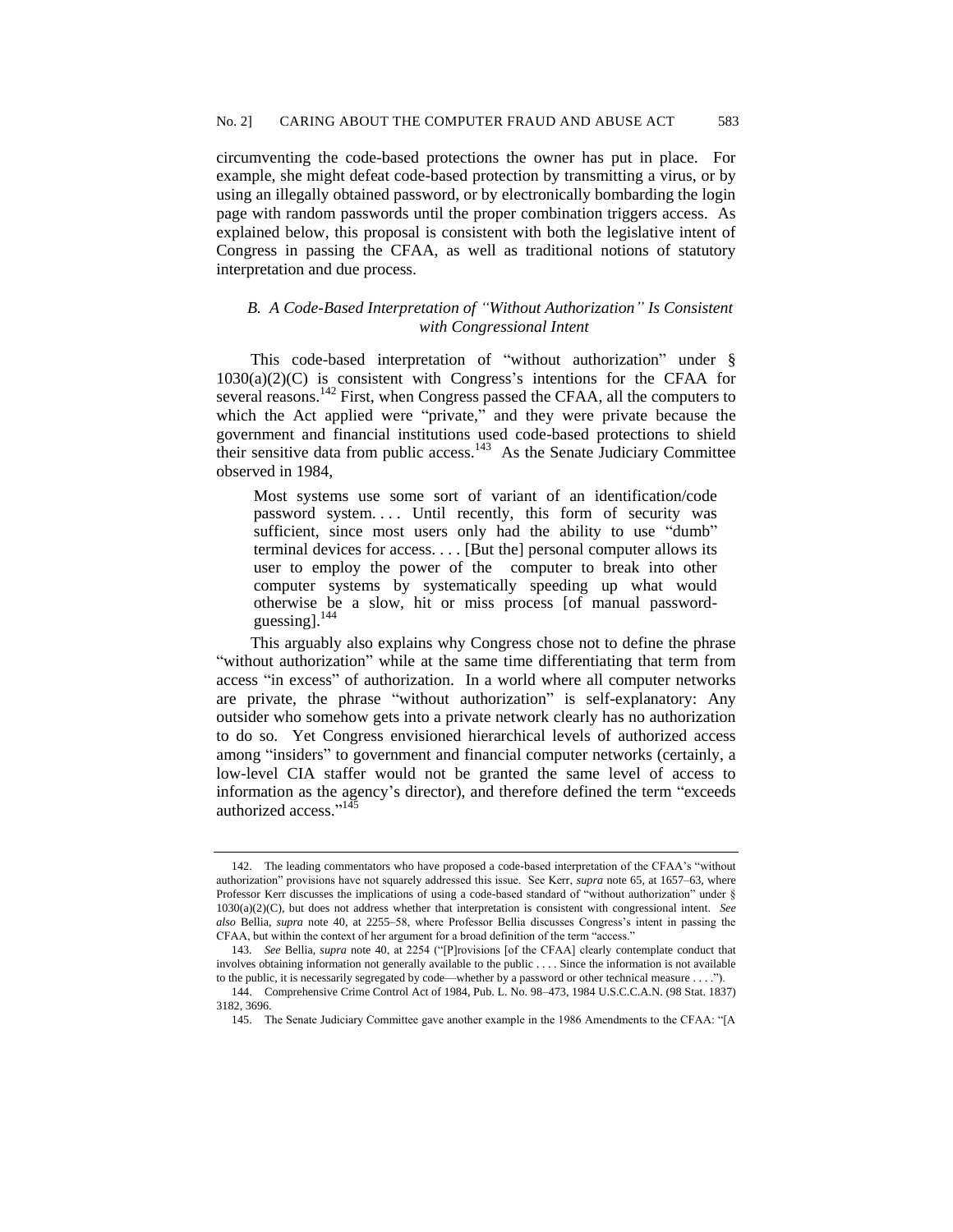circumventing the code-based protections the owner has put in place. For example, she might defeat code-based protection by transmitting a virus, or by using an illegally obtained password, or by electronically bombarding the login page with random passwords until the proper combination triggers access. As explained below, this proposal is consistent with both the legislative intent of Congress in passing the CFAA, as well as traditional notions of statutory interpretation and due process.

### *B. A Code-Based Interpretation of "Without Authorization" Is Consistent with Congressional Intent*

This code-based interpretation of "without authorization" under § 1030(a)(2)(C) is consistent with Congress's intentions for the CFAA for several reasons.[142] First, when Congress passed the CFAA, all the computers to which the Act applied were "private," and they were private because the government and financial institutions used code-based protections to shield their sensitive data from public access.[143] As the Senate Judiciary Committee observed in 1984,

> Most systems use some sort of variant of an identification/code password system. . . . Until recently, this form of security was sufficient, since most users only had the ability to use "dumb" terminal devices for access. . . . [But the] personal computer allows its user to employ the power of the computer to break into other computer systems by systematically speeding up what would otherwise be a slow, hit or miss process [of manual password-guessing].[144]

This arguably also explains why Congress chose not to define the phrase "without authorization" while at the same time differentiating that term from access "in excess" of authorization. In a world where all computer networks are private, the phrase "without authorization" is self-explanatory: Any outsider who somehow gets into a private network clearly has no authorization to do so. Yet Congress envisioned hierarchical levels of authorized access among "insiders" to government and financial computer networks (certainly, a low-level CIA staffer would not be granted the same level of access to information as the agency's director), and therefore defined the term "exceeds authorized access."[145]

---

142. The leading commentators who have proposed a code-based interpretation of the CFAA's "without authorization" provisions have not squarely addressed this issue. See Kerr, *supra* note 65, at 1657–63, where Professor Kerr discusses the implications of using a code-based standard of "without authorization" under § 1030(a)(2)(C), but does not address whether that interpretation is consistent with congressional intent. *See also* Bellia, *supra* note 40, at 2255–58, where Professor Bellia discusses Congress's intent in passing the CFAA, but within the context of her argument for a broad definition of the term "access."

143. *See* Bellia, *supra* note 40, at 2254 ("[P]rovisions [of the CFAA] clearly contemplate conduct that involves obtaining information not generally available to the public . . . . Since the information is not available to the public, it is necessarily segregated by code—whether by a password or other technical measure . . . .").

144. Comprehensive Crime Control Act of 1984, Pub. L. No. 98–473, 1984 U.S.C.C.A.N. (98 Stat. 1837) 3182, 3696.

145. The Senate Judiciary Committee gave another example in the 1986 Amendments to the CFAA: "[A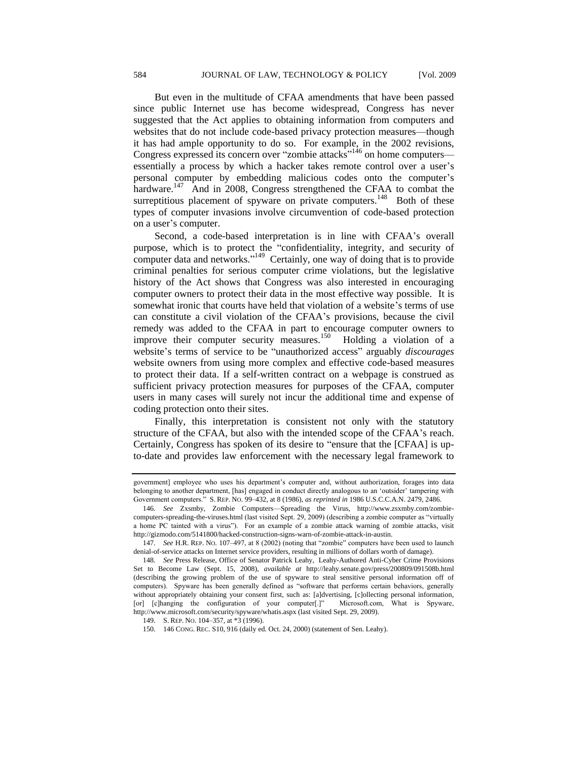But even in the multitude of CFAA amendments that have been passed since public Internet use has become widespread, Congress has never suggested that the Act applies to obtaining information from computers and websites that do not include code-based privacy protection measures—though it has had ample opportunity to do so. For example, in the 2002 revisions, Congress expressed its concern over "zombie attacks"[146] on home computers—essentially a process by which a hacker takes remote control over a user's personal computer by embedding malicious codes onto the computer's hardware.[147] And in 2008, Congress strengthened the CFAA to combat the surreptitious placement of spyware on private computers.[148] Both of these types of computer invasions involve circumvention of code-based protection on a user's computer.

Second, a code-based interpretation is in line with CFAA's overall purpose, which is to protect the "confidentiality, integrity, and security of computer data and networks."[149] Certainly, one way of doing that is to provide criminal penalties for serious computer crime violations, but the legislative history of the Act shows that Congress was also interested in encouraging computer owners to protect their data in the most effective way possible. It is somewhat ironic that courts have held that violation of a website's terms of use can constitute a civil violation of the CFAA's provisions, because the civil remedy was added to the CFAA in part to encourage computer owners to improve their computer security measures.[150] Holding a violation of a website's terms of service to be "unauthorized access" arguably *discourages* website owners from using more complex and effective code-based measures to protect their data. If a self-written contract on a webpage is construed as sufficient privacy protection measures for purposes of the CFAA, computer users in many cases will surely not incur the additional time and expense of coding protection onto their sites.

Finally, this interpretation is consistent not only with the statutory structure of the CFAA, but also with the intended scope of the CFAA's reach. Certainly, Congress has spoken of its desire to "ensure that the [CFAA] is up-to-date and provides law enforcement with the necessary legal framework to

---

government] employee who uses his department's computer and, without authorization, forages into data belonging to another department, [has] engaged in conduct directly analogous to an 'outsider' tampering with Government computers." S. REP. NO. 99–432, at 8 (1986), *as reprinted in* 1986 U.S.C.C.A.N. 2479, 2486.

146. *See* Zxsmby, Zombie Computers—Spreading the Virus, http://www.zsxmby.com/zombie-computers-spreading-the-viruses.html (last visited Sept. 29, 2009) (describing a zombie computer as "virtually a home PC tainted with a virus"). For an example of a zombie attack warning of zombie attacks, visit http://gizmodo.com/5141800/hacked-construction-signs-warn-of-zombie-attack-in-austin.

147. *See* H.R. REP. NO. 107–497, at 8 (2002) (noting that "zombie" computers have been used to launch denial-of-service attacks on Internet service providers, resulting in millions of dollars worth of damage).

148. *See* Press Release, Office of Senator Patrick Leahy, Leahy-Authored Anti-Cyber Crime Provisions Set to Become Law (Sept. 15, 2008), *available at* http://leahy.senate.gov/press/200809/091508b.html (describing the growing problem of the use of spyware to steal sensitive personal information off of computers). Spyware has been generally defined as "software that performs certain behaviors, generally without appropriately obtaining your consent first, such as: [a]dvertising, [c]ollecting personal information, [or] [c]hanging the configuration of your computer[.]" Microsoft.com, What is Spyware, http://www.microsoft.com/security/spyware/whatis.aspx (last visited Sept. 29, 2009).

149. S. REP. NO. 104–357, at *3 (1996).

150. 146 CONG. REC. S10, 916 (daily ed. Oct. 24, 2000) (statement of Sen. Leahy).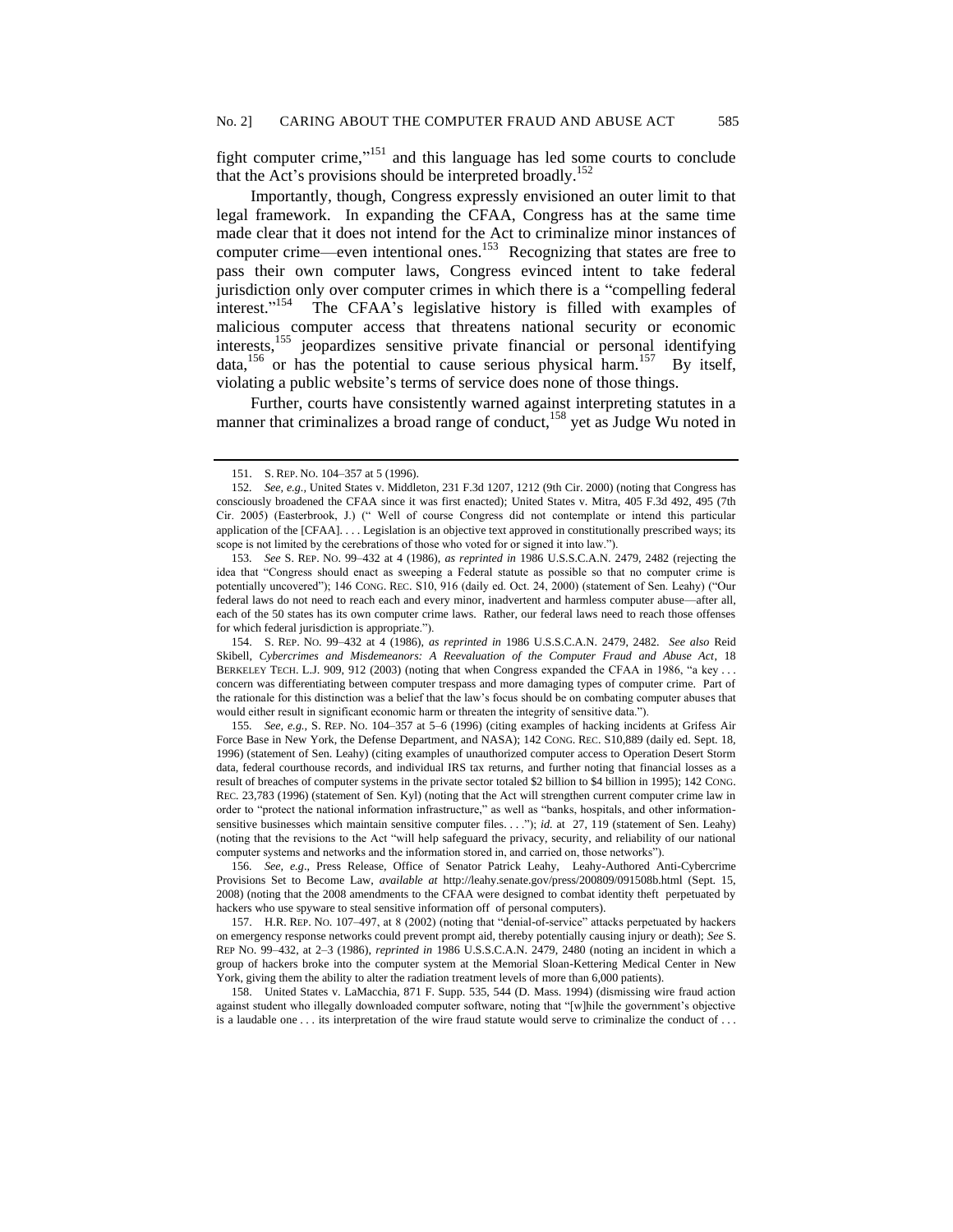fight computer crime,"[151] and this language has led some courts to conclude that the Act's provisions should be interpreted broadly.[152]

Importantly, though, Congress expressly envisioned an outer limit to that legal framework. In expanding the CFAA, Congress has at the same time made clear that it does not intend for the Act to criminalize minor instances of computer crime—even intentional ones.[153] Recognizing that states are free to pass their own computer laws, Congress evinced intent to take federal jurisdiction only over computer crimes in which there is a "compelling federal interest."[154] The CFAA's legislative history is filled with examples of malicious computer access that threatens national security or economic interests,[155] jeopardizes sensitive private financial or personal identifying data,[156] or has the potential to cause serious physical harm.[157] By itself, violating a public website's terms of service does none of those things.

Further, courts have consistently warned against interpreting statutes in a manner that criminalizes a broad range of conduct,[158] yet as Judge Wu noted in

---

151. S. REP. NO. 104–357 at 5 (1996).

152. *See, e.g.*, United States v. Middleton, 231 F.3d 1207, 1212 (9th Cir. 2000) (noting that Congress has consciously broadened the CFAA since it was first enacted); United States v. Mitra, 405 F.3d 492, 495 (7th Cir. 2005) (Easterbrook, J.) (" Well of course Congress did not contemplate or intend this particular application of the [CFAA]. . . . Legislation is an objective text approved in constitutionally prescribed ways; its scope is not limited by the cerebrations of those who voted for or signed it into law.").

153. *See* S. REP. NO. 99–432 at 4 (1986), *as reprinted in* 1986 U.S.S.C.A.N. 2479, 2482 (rejecting the idea that "Congress should enact as sweeping a Federal statute as possible so that no computer crime is potentially uncovered"); 146 CONG. REC. S10, 916 (daily ed. Oct. 24, 2000) (statement of Sen. Leahy) ("Our federal laws do not need to reach each and every minor, inadvertent and harmless computer abuse—after all, each of the 50 states has its own computer crime laws. Rather, our federal laws need to reach those offenses for which federal jurisdiction is appropriate.").

154. S. REP. NO. 99–432 at 4 (1986), *as reprinted in* 1986 U.S.S.C.A.N. 2479, 2482. *See also* Reid Skibell, *Cybercrimes and Misdemeanors: A Reevaluation of the Computer Fraud and Abuse Act*, 18 BERKELEY TECH. L.J. 909, 912 (2003) (noting that when Congress expanded the CFAA in 1986, "a key . . . concern was differentiating between computer trespass and more damaging types of computer crime. Part of the rationale for this distinction was a belief that the law's focus should be on combating computer abuses that would either result in significant economic harm or threaten the integrity of sensitive data.").

155. *See, e.g.*, S. REP. NO. 104–357 at 5–6 (1996) (citing examples of hacking incidents at Grifess Air Force Base in New York, the Defense Department, and NASA); 142 CONG. REC. S10,889 (daily ed. Sept. 18, 1996) (statement of Sen. Leahy) (citing examples of unauthorized computer access to Operation Desert Storm data, federal courthouse records, and individual IRS tax returns, and further noting that financial losses as a result of breaches of computer systems in the private sector totaled $2 billion to $4 billion in 1995); 142 CONG. REC. 23,783 (1996) (statement of Sen. Kyl) (noting that the Act will strengthen current computer crime law in order to "protect the national information infrastructure," as well as "banks, hospitals, and other information-sensitive businesses which maintain sensitive computer files. . . ."); *id.* at 27, 119 (statement of Sen. Leahy) (noting that the revisions to the Act "will help safeguard the privacy, security, and reliability of our national computer systems and networks and the information stored in, and carried on, those networks").

156. *See, e.g*., Press Release, Office of Senator Patrick Leahy, Leahy-Authored Anti-Cybercrime Provisions Set to Become Law, *available at* http://leahy.senate.gov/press/200809/091508b.html (Sept. 15, 2008) (noting that the 2008 amendments to the CFAA were designed to combat identity theft perpetuated by hackers who use spyware to steal sensitive information off of personal computers).

157. H.R. REP. NO. 107–497, at 8 (2002) (noting that "denial-of-service" attacks perpetuated by hackers on emergency response networks could prevent prompt aid, thereby potentially causing injury or death); *See* S. REP NO. 99–432, at 2–3 (1986), *reprinted in* 1986 U.S.S.C.A.N. 2479, 2480 (noting an incident in which a group of hackers broke into the computer system at the Memorial Sloan-Kettering Medical Center in New York, giving them the ability to alter the radiation treatment levels of more than 6,000 patients).

158. United States v. LaMacchia, 871 F. Supp. 535, 544 (D. Mass. 1994) (dismissing wire fraud action against student who illegally downloaded computer software, noting that "[w]hile the government's objective is a laudable one . . . its interpretation of the wire fraud statute would serve to criminalize the conduct of . . .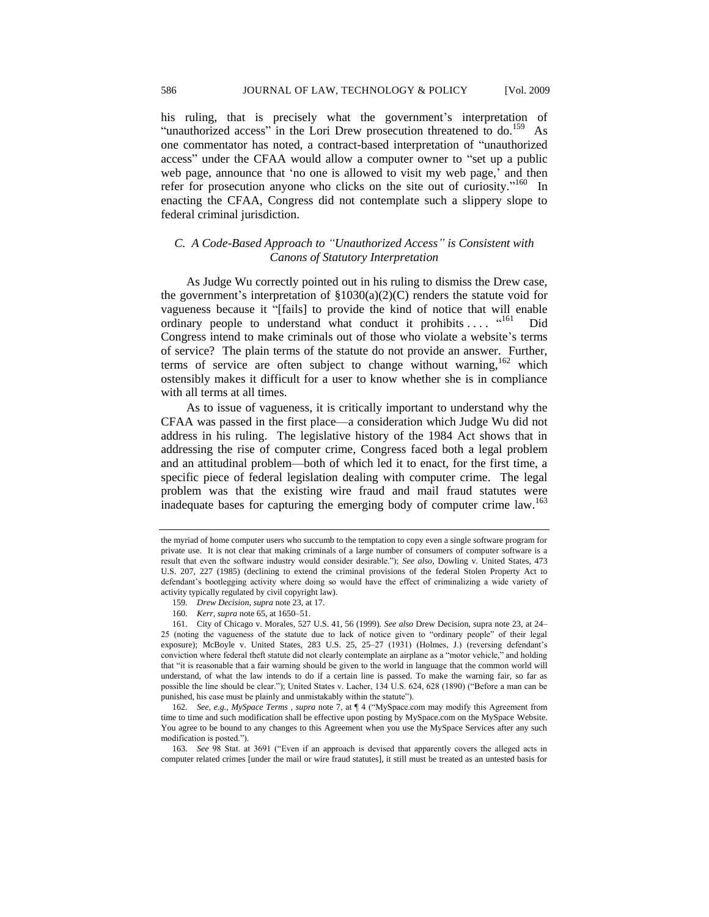his ruling, that is precisely what the government's interpretation of "unauthorized access" in the Lori Drew prosecution threatened to do.[159] As one commentator has noted, a contract-based interpretation of "unauthorized access" under the CFAA would allow a computer owner to "set up a public web page, announce that 'no one is allowed to visit my web page,' and then refer for prosecution anyone who clicks on the site out of curiosity."[160] In enacting the CFAA, Congress did not contemplate such a slippery slope to federal criminal jurisdiction.

### *C. A Code-Based Approach to "Unauthorized Access" is Consistent with Canons of Statutory Interpretation*

As Judge Wu correctly pointed out in his ruling to dismiss the Drew case, the government's interpretation of §1030(a)(2)(C) renders the statute void for vagueness because it "[fails] to provide the kind of notice that will enable ordinary people to understand what conduct it prohibits . . . . "[161] Did Congress intend to make criminals out of those who violate a website's terms of service? The plain terms of the statute do not provide an answer. Further, terms of service are often subject to change without warning,[162] which ostensibly makes it difficult for a user to know whether she is in compliance with all terms at all times.

As to issue of vagueness, it is critically important to understand why the CFAA was passed in the first place—a consideration which Judge Wu did not address in his ruling. The legislative history of the 1984 Act shows that in addressing the rise of computer crime, Congress faced both a legal problem and an attitudinal problem—both of which led it to enact, for the first time, a specific piece of federal legislation dealing with computer crime. The legal problem was that the existing wire fraud and mail fraud statutes were inadequate bases for capturing the emerging body of computer crime law.[163]

---

the myriad of home computer users who succumb to the temptation to copy even a single software program for private use. It is not clear that making criminals of a large number of consumers of computer software is a result that even the software industry would consider desirable."); *See also*, Dowling v. United States, 473 U.S. 207, 227 (1985) (declining to extend the criminal provisions of the federal Stolen Property Act to defendant's bootlegging activity where doing so would have the effect of criminalizing a wide variety of activity typically regulated by civil copyright law).

159. *Drew Decision, supra* note 23, at 17.

160. *Kerr, supra* note 65, at 1650–51.

161. City of Chicago v. Morales, 527 U.S. 41, 56 (1999). *See also* Drew Decision, supra note 23, at 24–25 (noting the vagueness of the statute due to lack of notice given to "ordinary people" of their legal exposure); McBoyle v. United States, 283 U.S. 25, 25–27 (1931) (Holmes, J.) (reversing defendant's conviction where federal theft statute did not clearly contemplate an airplane as a "motor vehicle," and holding that "it is reasonable that a fair warning should be given to the world in language that the common world will understand, of what the law intends to do if a certain line is passed. To make the warning fair, so far as possible the line should be clear."); United States v. Lacher, 134 U.S. 624, 628 (1890) ("Before a man can be punished, his case must be plainly and unmistakably within the statute").

162. *See, e.g., MySpace Terms , supra* note 7, at ¶ 4 ("MySpace.com may modify this Agreement from time to time and such modification shall be effective upon posting by MySpace.com on the MySpace Website. You agree to be bound to any changes to this Agreement when you use the MySpace Services after any such modification is posted.").

163. *See* 98 Stat. at 3691 ("Even if an approach is devised that apparently covers the alleged acts in computer related crimes [under the mail or wire fraud statutes], it still must be treated as an untested basis for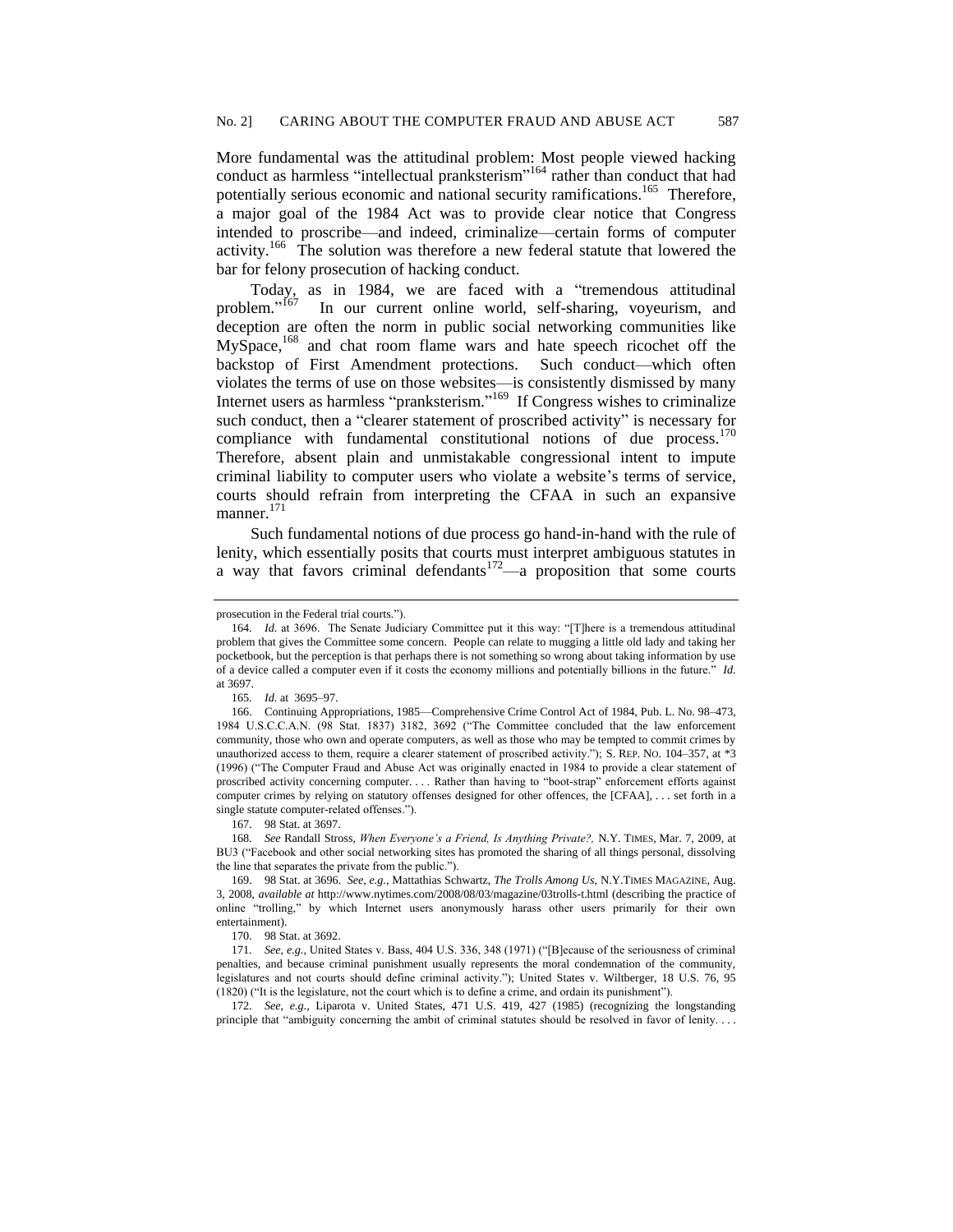More fundamental was the attitudinal problem: Most people viewed hacking conduct as harmless "intellectual pranksterism"[164] rather than conduct that had potentially serious economic and national security ramifications.[165] Therefore, a major goal of the 1984 Act was to provide clear notice that Congress intended to proscribe—and indeed, criminalize—certain forms of computer activity.[166] The solution was therefore a new federal statute that lowered the bar for felony prosecution of hacking conduct.

Today, as in 1984, we are faced with a "tremendous attitudinal problem."[167] In our current online world, self-sharing, voyeurism, and deception are often the norm in public social networking communities like MySpace,[168] and chat room flame wars and hate speech ricochet off the backstop of First Amendment protections. Such conduct—which often violates the terms of use on those websites—is consistently dismissed by many Internet users as harmless "pranksterism."[169] If Congress wishes to criminalize such conduct, then a "clearer statement of proscribed activity" is necessary for compliance with fundamental constitutional notions of due process.[170] Therefore, absent plain and unmistakable congressional intent to impute criminal liability to computer users who violate a website's terms of service, courts should refrain from interpreting the CFAA in such an expansive manner.[171]

Such fundamental notions of due process go hand-in-hand with the rule of lenity, which essentially posits that courts must interpret ambiguous statutes in a way that favors criminal defendants[172]—a proposition that some courts

---

prosecution in the Federal trial courts.").

164. *Id.* at 3696. The Senate Judiciary Committee put it this way: "[T]here is a tremendous attitudinal problem that gives the Committee some concern. People can relate to mugging a little old lady and taking her pocketbook, but the perception is that perhaps there is not something so wrong about taking information by use of a device called a computer even if it costs the economy millions and potentially billions in the future." *Id.* at 3697.

165. *Id.* at 3695–97.

166. Continuing Appropriations, 1985—Comprehensive Crime Control Act of 1984, Pub. L. No. 98–473, 1984 U.S.C.C.A.N. (98 Stat. 1837) 3182, 3692 ("The Committee concluded that the law enforcement community, those who own and operate computers, as well as those who may be tempted to commit crimes by unauthorized access to them, require a clearer statement of proscribed activity."); S. REP. NO. 104–357, at *3 (1996) ("The Computer Fraud and Abuse Act was originally enacted in 1984 to provide a clear statement of proscribed activity concerning computer. . . . Rather than having to "boot-strap" enforcement efforts against computer crimes by relying on statutory offenses designed for other offences, the [CFAA], . . . set forth in a single statute computer-related offenses.").

167. 98 Stat. at 3697.

168. *See* Randall Stross, *When Everyone's a Friend, Is Anything Private?,* N.Y. TIMES, Mar. 7, 2009, at BU3 ("Facebook and other social networking sites has promoted the sharing of all things personal, dissolving the line that separates the private from the public.").

169. 98 Stat. at 3696. *See, e.g.*, Mattathias Schwartz, *The Trolls Among Us*, N.Y.TIMES MAGAZINE, Aug. 3, 2008, *available at* http://www.nytimes.com/2008/08/03/magazine/03trolls-t.html (describing the practice of online "trolling," by which Internet users anonymously harass other users primarily for their own entertainment).

170. 98 Stat. at 3692.

171. *See, e.g.*, United States v. Bass, 404 U.S. 336, 348 (1971) ("[B]ecause of the seriousness of criminal penalties, and because criminal punishment usually represents the moral condemnation of the community, legislatures and not courts should define criminal activity."); United States v. Wiltberger, 18 U.S. 76, 95 (1820) ("It is the legislature, not the court which is to define a crime, and ordain its punishment").

172. *See, e.g.*, Liparota v. United States, 471 U.S. 419, 427 (1985) (recognizing the longstanding principle that "ambiguity concerning the ambit of criminal statutes should be resolved in favor of lenity. . . .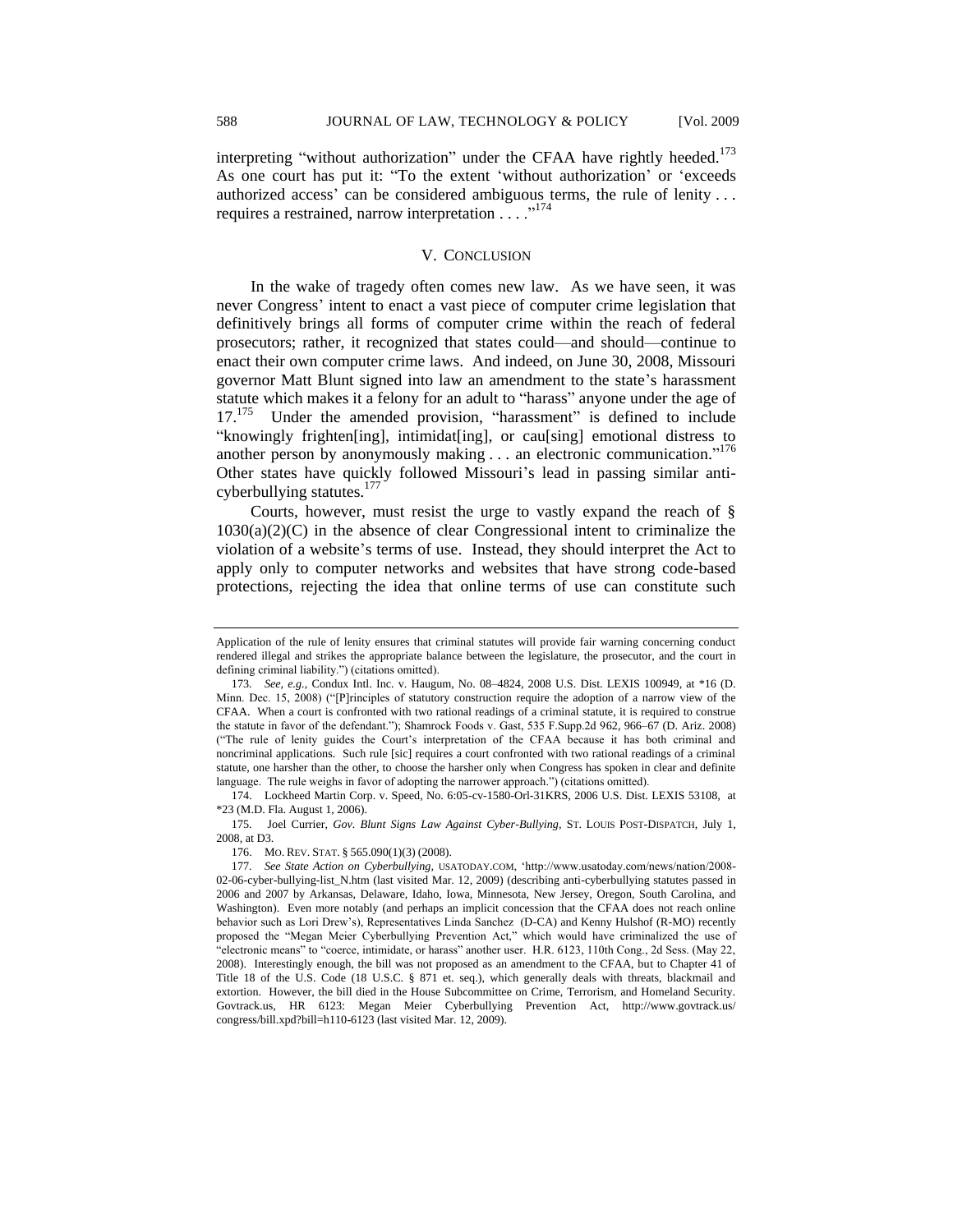interpreting "without authorization" under the CFAA have rightly heeded.[173] As one court has put it: "To the extent 'without authorization' or 'exceeds authorized access' can be considered ambiguous terms, the rule of lenity . . . requires a restrained, narrow interpretation . . . ."[174]

## V. CONCLUSION

In the wake of tragedy often comes new law. As we have seen, it was never Congress' intent to enact a vast piece of computer crime legislation that definitively brings all forms of computer crime within the reach of federal prosecutors; rather, it recognized that states could—and should—continue to enact their own computer crime laws. And indeed, on June 30, 2008, Missouri governor Matt Blunt signed into law an amendment to the state's harassment statute which makes it a felony for an adult to "harass" anyone under the age of 17.[175] Under the amended provision, "harassment" is defined to include "knowingly frighten[ing], intimidat[ing], or cau[sing] emotional distress to another person by anonymously making . . . an electronic communication."[176] Other states have quickly followed Missouri's lead in passing similar anti-cyberbullying statutes.[177]

Courts, however, must resist the urge to vastly expand the reach of § 1030(a)(2)(C) in the absence of clear Congressional intent to criminalize the violation of a website's terms of use. Instead, they should interpret the Act to apply only to computer networks and websites that have strong code-based protections, rejecting the idea that online terms of use can constitute such

---

Application of the rule of lenity ensures that criminal statutes will provide fair warning concerning conduct rendered illegal and strikes the appropriate balance between the legislature, the prosecutor, and the court in defining criminal liability.") (citations omitted).

173. *See, e.g.*, Condux Intl. Inc. v. Haugum, No. 08–4824, 2008 U.S. Dist. LEXIS 100949, at *16 (D. Minn. Dec. 15, 2008) ("[P]rinciples of statutory construction require the adoption of a narrow view of the CFAA. When a court is confronted with two rational readings of a criminal statute, it is required to construe the statute in favor of the defendant."); Shamrock Foods v. Gast, 535 F.Supp.2d 962, 966–67 (D. Ariz. 2008) ("The rule of lenity guides the Court's interpretation of the CFAA because it has both criminal and noncriminal applications. Such rule [sic] requires a court confronted with two rational readings of a criminal statute, one harsher than the other, to choose the harsher only when Congress has spoken in clear and definite language. The rule weighs in favor of adopting the narrower approach.") (citations omitted).

174. Lockheed Martin Corp. v. Speed, No. 6:05-cv-1580-Orl-31KRS, 2006 U.S. Dist. LEXIS 53108, at *23 (M.D. Fla. August 1, 2006).

175. Joel Currier, *Gov. Blunt Signs Law Against Cyber-Bullying*, ST. LOUIS POST-DISPATCH, July 1, 2008, at D3.

176. MO. REV. STAT. § 565.090(1)(3) (2008).

177. *See State Action on Cyberbullying*, USATODAY.COM, 'http://www.usatoday.com/news/nation/2008-02-06-cyber-bullying-list_N.htm (last visited Mar. 12, 2009) (describing anti-cyberbullying statutes passed in 2006 and 2007 by Arkansas, Delaware, Idaho, Iowa, Minnesota, New Jersey, Oregon, South Carolina, and Washington). Even more notably (and perhaps an implicit concession that the CFAA does not reach online behavior such as Lori Drew's), Representatives Linda Sanchez (D-CA) and Kenny Hulshof (R-MO) recently proposed the "Megan Meier Cyberbullying Prevention Act," which would have criminalized the use of "electronic means" to "coerce, intimidate, or harass" another user. H.R. 6123, 110th Cong., 2d Sess. (May 22, 2008). Interestingly enough, the bill was not proposed as an amendment to the CFAA, but to Chapter 41 of Title 18 of the U.S. Code (18 U.S.C. § 871 et. seq.), which generally deals with threats, blackmail and extortion. However, the bill died in the House Subcommittee on Crime, Terrorism, and Homeland Security. Govtrack.us, HR 6123: Megan Meier Cyberbullying Prevention Act, http://www.govtrack.us/congress/bill.xpd?bill=h110-6123 (last visited Mar. 12, 2009).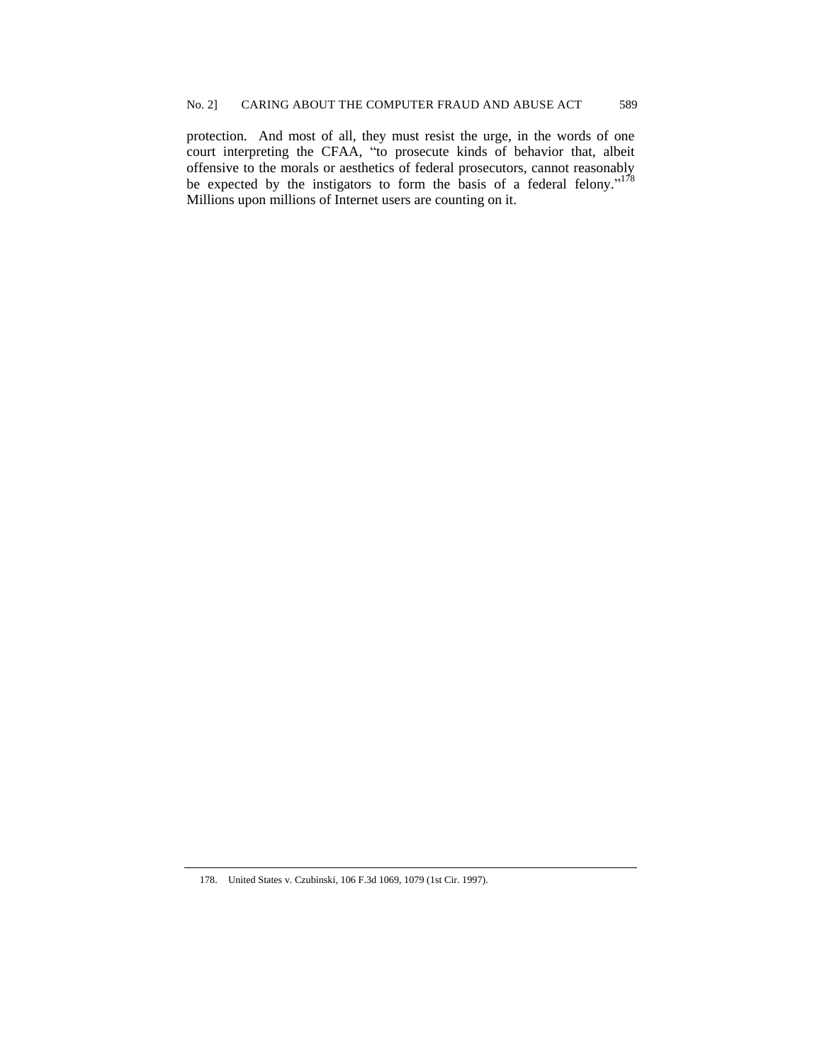protection. And most of all, they must resist the urge, in the words of one court interpreting the CFAA, "to prosecute kinds of behavior that, albeit offensive to the morals or aesthetics of federal prosecutors, cannot reasonably be expected by the instigators to form the basis of a federal felony."[178] Millions upon millions of Internet users are counting on it.

---

178. United States v. Czubinski, 106 F.3d 1069, 1079 (1st Cir. 1997).